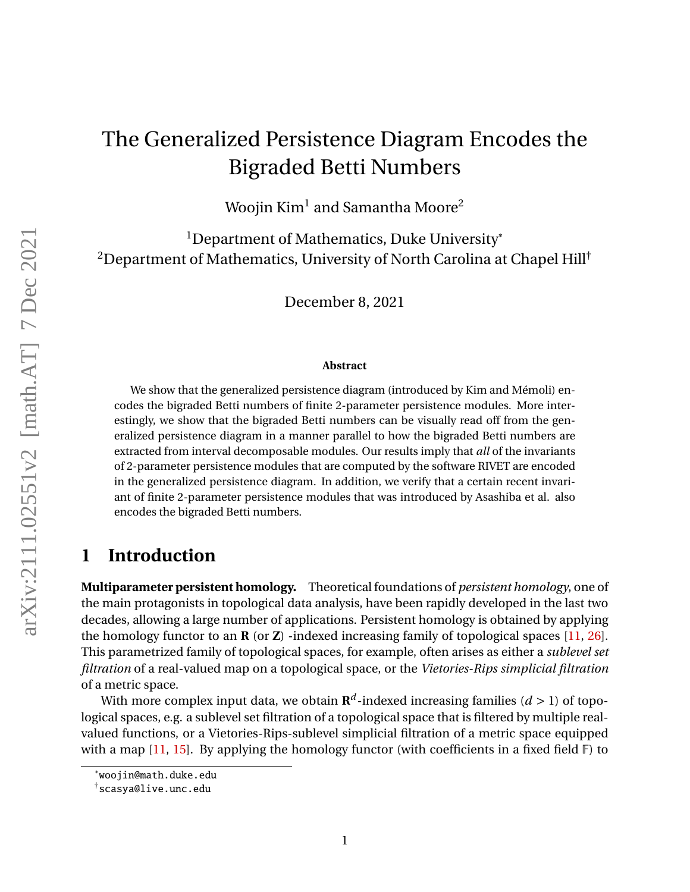# The Generalized Persistence Diagram Encodes the Bigraded Betti Numbers

Woojin Kim[1] and Samantha Moore[2]

[1]Department of Mathematics, Duke University*
[2]Department of Mathematics, University of North Carolina at Chapel Hill†

December 8, 2021

**Abstract**

We show that the generalized persistence diagram (introduced by Kim and Mémoli) encodes the bigraded Betti numbers of finite 2-parameter persistence modules. More interestingly, we show that the bigraded Betti numbers can be visually read off from the generalized persistence diagram in a manner parallel to how the bigraded Betti numbers are extracted from interval decomposable modules. Our results imply that *all* of the invariants of 2-parameter persistence modules that are computed by the software RIVET are encoded in the generalized persistence diagram. In addition, we verify that a certain recent invariant of finite 2-parameter persistence modules that was introduced by Asashiba et al. also encodes the bigraded Betti numbers.

## 1 Introduction

**Multiparameter persistent homology.** Theoretical foundations of *persistent homology*, one of the main protagonists in topological data analysis, have been rapidly developed in the last two decades, allowing a large number of applications. Persistent homology is obtained by applying the homology functor to an $\mathbf{R}$ (or $\mathbf{Z}$) -indexed increasing family of topological spaces [11, 26]. This parametrized family of topological spaces, for example, often arises as either a *sublevel set filtration* of a real-valued map on a topological space, or the *Vietories-Rips simplicial filtration* of a metric space.

With more complex input data, we obtain $\mathbf{R}^d$-indexed increasing families ($d > 1$) of topological spaces, e.g. a sublevel set filtration of a topological space that is filtered by multiple real-valued functions, or a Vietories-Rips-sublevel simplicial filtration of a metric space equipped with a map [11, 15]. By applying the homology functor (with coefficients in a fixed field $\mathbb{F}$) to

*woojin@math.duke.edu
†scasya@live.unc.edu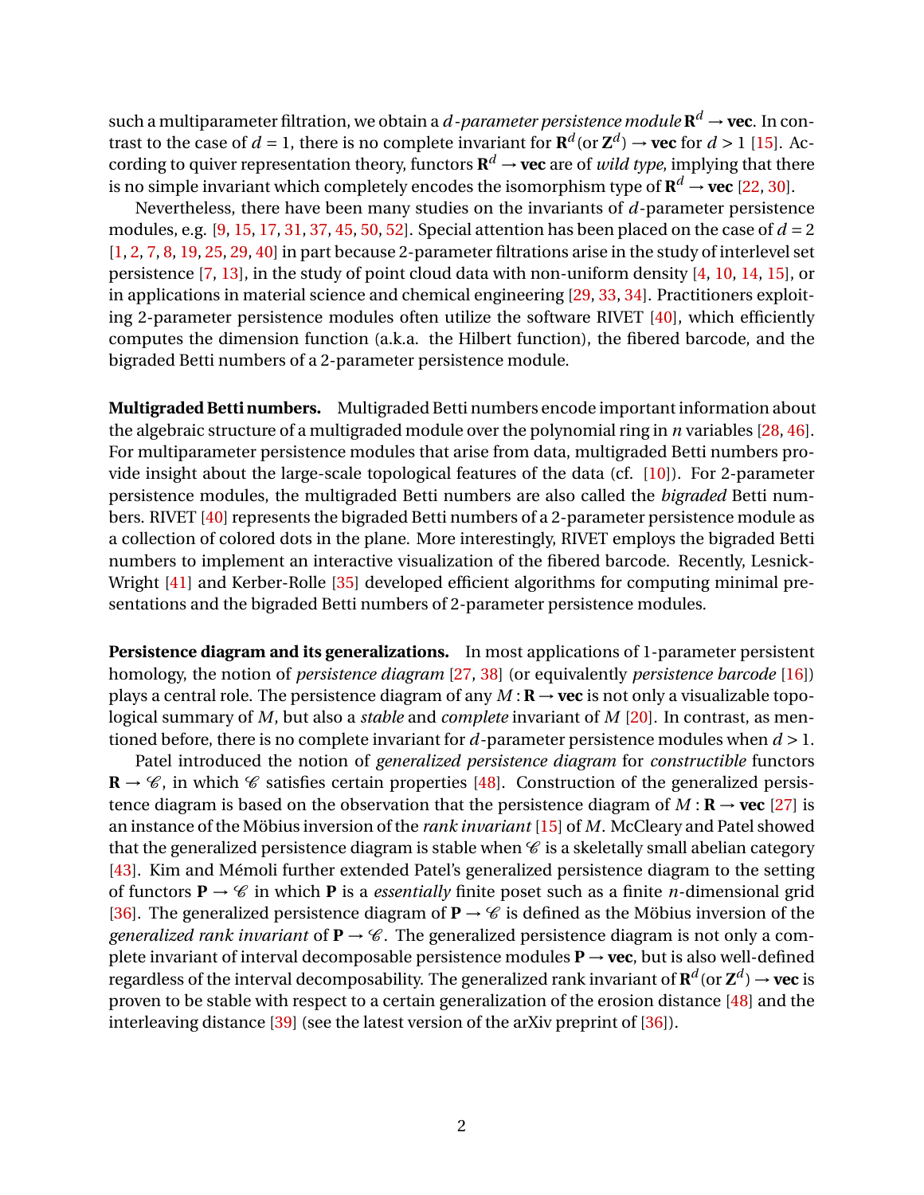such a multiparameter filtration, we obtain a $d$*-parameter persistence module* $\mathbf{R}^d \to \mathbf{vec}$. In contrast to the case of $d = 1$, there is no complete invariant for $\mathbf{R}^d$ (or $\mathbf{Z}^d$) $\to \mathbf{vec}$ for $d > 1$ [15]. According to quiver representation theory, functors $\mathbf{R}^d \to \mathbf{vec}$ are of *wild type*, implying that there is no simple invariant which completely encodes the isomorphism type of $\mathbf{R}^d \to \mathbf{vec}$ [22, 30].

Nevertheless, there have been many studies on the invariants of $d$-parameter persistence modules, e.g. [9, 15, 17, 31, 37, 45, 50, 52]. Special attention has been placed on the case of $d = 2$ [1, 2, 7, 8, 19, 25, 29, 40] in part because 2-parameter filtrations arise in the study of interlevel set persistence [7, 13], in the study of point cloud data with non-uniform density [4, 10, 14, 15], or in applications in material science and chemical engineering [29, 33, 34]. Practitioners exploiting 2-parameter persistence modules often utilize the software RIVET [40], which efficiently computes the dimension function (a.k.a. the Hilbert function), the fibered barcode, and the bigraded Betti numbers of a 2-parameter persistence module.

**Multigraded Betti numbers.** Multigraded Betti numbers encode important information about the algebraic structure of a multigraded module over the polynomial ring in $n$ variables [28, 46]. For multiparameter persistence modules that arise from data, multigraded Betti numbers provide insight about the large-scale topological features of the data (cf. [10]). For 2-parameter persistence modules, the multigraded Betti numbers are also called the *bigraded* Betti numbers. RIVET [40] represents the bigraded Betti numbers of a 2-parameter persistence module as a collection of colored dots in the plane. More interestingly, RIVET employs the bigraded Betti numbers to implement an interactive visualization of the fibered barcode. Recently, Lesnick-Wright [41] and Kerber-Rolle [35] developed efficient algorithms for computing minimal presentations and the bigraded Betti numbers of 2-parameter persistence modules.

**Persistence diagram and its generalizations.** In most applications of 1-parameter persistent homology, the notion of *persistence diagram* [27, 38] (or equivalently *persistence barcode* [16]) plays a central role. The persistence diagram of any $M : \mathbf{R} \to \mathbf{vec}$ is not only a visualizable topological summary of $M$, but also a *stable* and *complete* invariant of $M$ [20]. In contrast, as mentioned before, there is no complete invariant for $d$-parameter persistence modules when $d > 1$.

Patel introduced the notion of *generalized persistence diagram* for *constructible* functors $\mathbf{R} \to \mathscr{C}$, in which $\mathscr{C}$ satisfies certain properties [48]. Construction of the generalized persistence diagram is based on the observation that the persistence diagram of $M : \mathbf{R} \to \mathbf{vec}$ [27] is an instance of the Möbius inversion of the *rank invariant* [15] of $M$. McCleary and Patel showed that the generalized persistence diagram is stable when $\mathscr{C}$ is a skeletally small abelian category [43]. Kim and Mémoli further extended Patel's generalized persistence diagram to the setting of functors $\mathbf{P} \to \mathscr{C}$ in which $\mathbf{P}$ is a *essentially* finite poset such as a finite $n$-dimensional grid [36]. The generalized persistence diagram of $\mathbf{P} \to \mathscr{C}$ is defined as the Möbius inversion of the *generalized rank invariant* of $\mathbf{P} \to \mathscr{C}$. The generalized persistence diagram is not only a complete invariant of interval decomposable persistence modules $\mathbf{P} \to \mathbf{vec}$, but is also well-defined regardless of the interval decomposability. The generalized rank invariant of $\mathbf{R}^d$ (or $\mathbf{Z}^d$) $\to \mathbf{vec}$ is proven to be stable with respect to a certain generalization of the erosion distance [48] and the interleaving distance [39] (see the latest version of the arXiv preprint of [36]).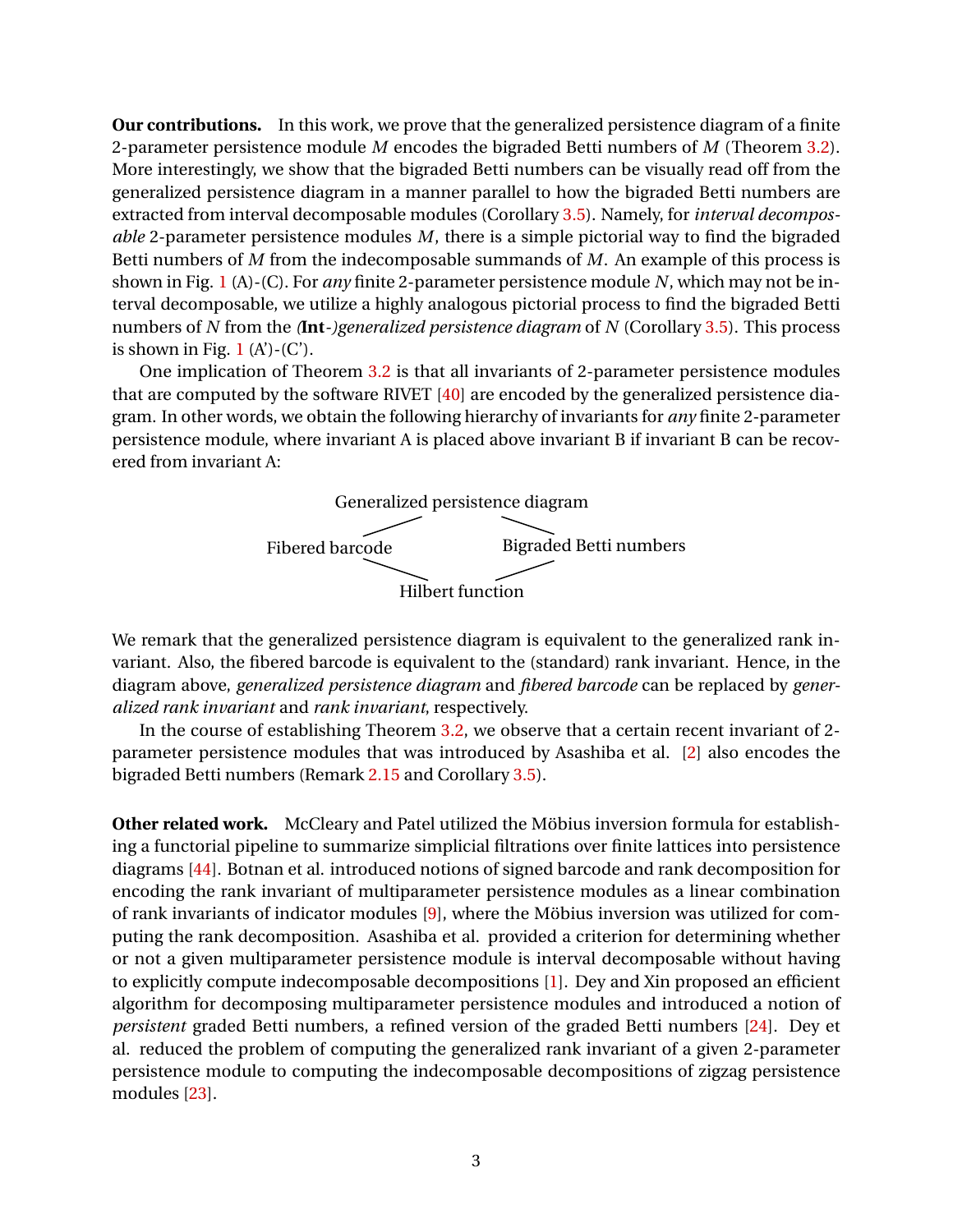**Our contributions.** In this work, we prove that the generalized persistence diagram of a finite 2-parameter persistence module $M$ encodes the bigraded Betti numbers of $M$ (Theorem 3.2). More interestingly, we show that the bigraded Betti numbers can be visually read off from the generalized persistence diagram in a manner parallel to how the bigraded Betti numbers are extracted from interval decomposable modules (Corollary 3.5). Namely, for *interval decomposable* 2-parameter persistence modules $M$, there is a simple pictorial way to find the bigraded Betti numbers of $M$ from the indecomposable summands of $M$. An example of this process is shown in Fig. 1 (A)-(C). For *any* finite 2-parameter persistence module $N$, which may not be interval decomposable, we utilize a highly analogous pictorial process to find the bigraded Betti numbers of $N$ from the *(***Int***-)generalized persistence diagram* of $N$ (Corollary 3.5). This process is shown in Fig. 1 (A')-(C').

One implication of Theorem 3.2 is that all invariants of 2-parameter persistence modules that are computed by the software RIVET [40] are encoded by the generalized persistence diagram. In other words, we obtain the following hierarchy of invariants for *any* finite 2-parameter persistence module, where invariant A is placed above invariant B if invariant B can be recovered from invariant A:

```
          Generalized persistence diagram
              /                    \
    Fibered barcode          Bigraded Betti numbers
              \                    /
                 Hilbert function
```

We remark that the generalized persistence diagram is equivalent to the generalized rank invariant. Also, the fibered barcode is equivalent to the (standard) rank invariant. Hence, in the diagram above, *generalized persistence diagram* and *fibered barcode* can be replaced by *generalized rank invariant* and *rank invariant*, respectively.

In the course of establishing Theorem 3.2, we observe that a certain recent invariant of 2-parameter persistence modules that was introduced by Asashiba et al. [2] also encodes the bigraded Betti numbers (Remark 2.15 and Corollary 3.5).

**Other related work.** McCleary and Patel utilized the Möbius inversion formula for establishing a functorial pipeline to summarize simplicial filtrations over finite lattices into persistence diagrams [44]. Botnan et al. introduced notions of signed barcode and rank decomposition for encoding the rank invariant of multiparameter persistence modules as a linear combination of rank invariants of indicator modules [9], where the Möbius inversion was utilized for computing the rank decomposition. Asashiba et al. provided a criterion for determining whether or not a given multiparameter persistence module is interval decomposable without having to explicitly compute indecomposable decompositions [1]. Dey and Xin proposed an efficient algorithm for decomposing multiparameter persistence modules and introduced a notion of *persistent* graded Betti numbers, a refined version of the graded Betti numbers [24]. Dey et al. reduced the problem of computing the generalized rank invariant of a given 2-parameter persistence module to computing the indecomposable decompositions of zigzag persistence modules [23].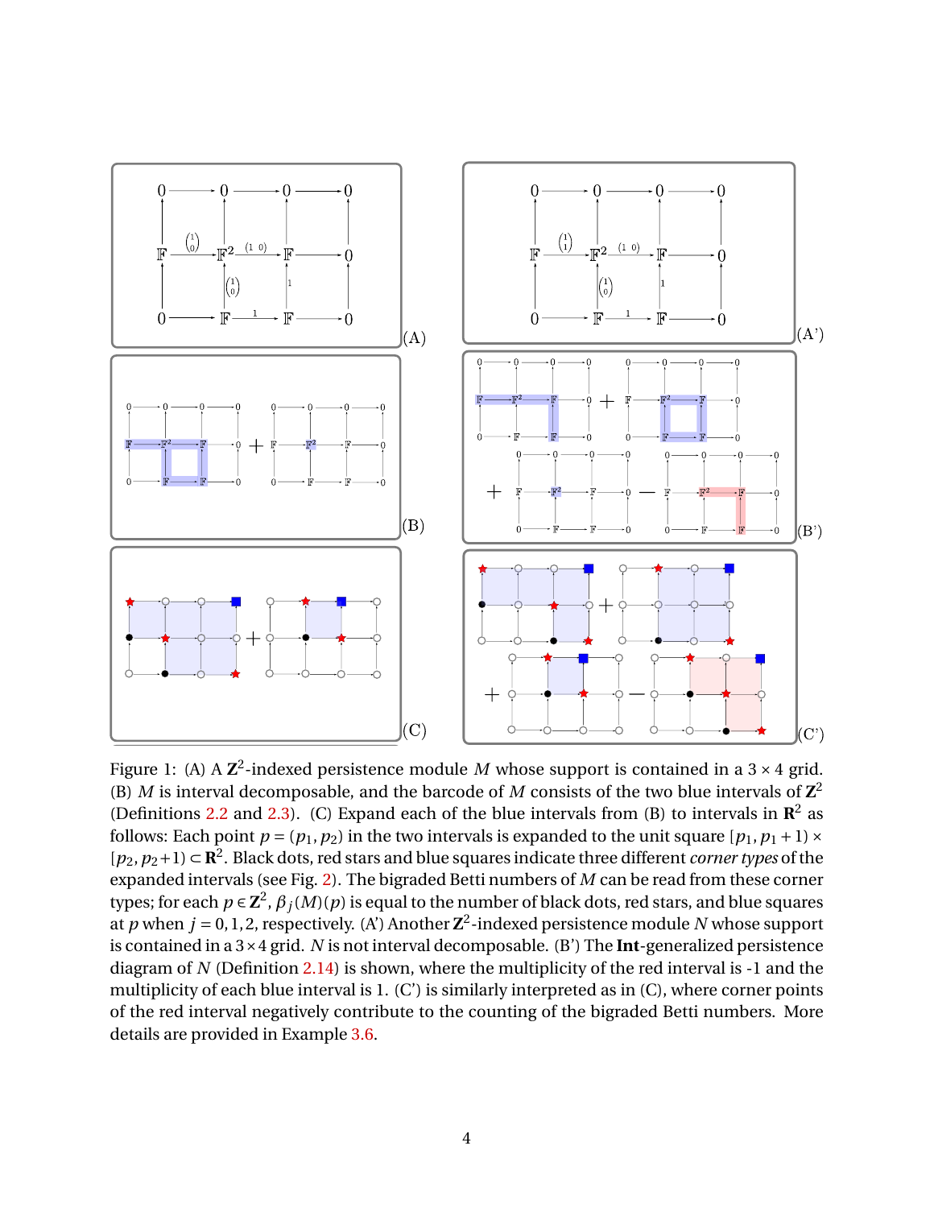Figure 1: (A) A $\mathbf{Z}^2$-indexed persistence module $M$ whose support is contained in a $3\times 4$ grid. (B) $M$ is interval decomposable, and the barcode of $M$ consists of the two blue intervals of $\mathbf{Z}^2$ (Definitions 2.2 and 2.3). (C) Expand each of the blue intervals from (B) to intervals in $\mathbf{R}^2$ as follows: Each point $p = (p_1, p_2)$ in the two intervals is expanded to the unit square $[p_1, p_1+1)\times[p_2, p_2+1)\subset \mathbf{R}^2$. Black dots, red stars and blue squares indicate three different *corner types* of the expanded intervals (see Fig. 2). The bigraded Betti numbers of $M$ can be read from these corner types; for each $p\in\mathbf{Z}^2$, $\beta_j(M)(p)$ is equal to the number of black dots, red stars, and blue squares at $p$ when $j = 0, 1, 2$, respectively. (A') Another $\mathbf{Z}^2$-indexed persistence module $N$ whose support is contained in a $3\times 4$ grid. $N$ is not interval decomposable. (B') The **Int**-generalized persistence diagram of $N$ (Definition 2.14) is shown, where the multiplicity of the red interval is -1 and the multiplicity of each blue interval is 1. (C') is similarly interpreted as in (C), where corner points of the red interval negatively contribute to the counting of the bigraded Betti numbers. More details are provided in Example 3.6.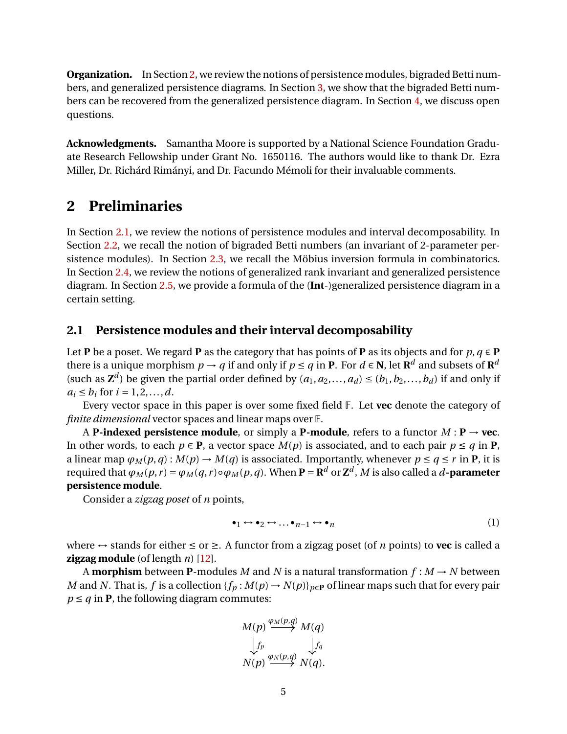**Organization.** In Section 2, we review the notions of persistence modules, bigraded Betti numbers, and generalized persistence diagrams. In Section 3, we show that the bigraded Betti numbers can be recovered from the generalized persistence diagram. In Section 4, we discuss open questions.

**Acknowledgments.** Samantha Moore is supported by a National Science Foundation Graduate Research Fellowship under Grant No. 1650116. The authors would like to thank Dr. Ezra Miller, Dr. Richárd Rimányi, and Dr. Facundo Mémoli for their invaluable comments.

# 2 Preliminaries

In Section 2.1, we review the notions of persistence modules and interval decomposability. In Section 2.2, we recall the notion of bigraded Betti numbers (an invariant of 2-parameter persistence modules). In Section 2.3, we recall the Möbius inversion formula in combinatorics. In Section 2.4, we review the notions of generalized rank invariant and generalized persistence diagram. In Section 2.5, we provide a formula of the (**Int**-)generalized persistence diagram in a certain setting.

## 2.1 Persistence modules and their interval decomposability

Let $\mathbf{P}$ be a poset. We regard $\mathbf{P}$ as the category that has points of $\mathbf{P}$ as its objects and for $p, q \in \mathbf{P}$ there is a unique morphism $p \to q$ if and only if $p \leq q$ in $\mathbf{P}$. For $d \in \mathbf{N}$, let $\mathbf{R}^d$ and subsets of $\mathbf{R}^d$ (such as $\mathbf{Z}^d$) be given the partial order defined by $(a_1, a_2, \ldots, a_d) \leq (b_1, b_2, \ldots, b_d)$ if and only if $a_i \leq b_i$ for $i = 1, 2, \ldots, d$.

Every vector space in this paper is over some fixed field $\mathbb{F}$. Let **vec** denote the category of *finite dimensional* vector spaces and linear maps over $\mathbb{F}$.

A **P-indexed persistence module**, or simply a **P-module**, refers to a functor $M : \mathbf{P} \to \mathbf{vec}$. In other words, to each $p \in \mathbf{P}$, a vector space $M(p)$ is associated, and to each pair $p \leq q$ in $\mathbf{P}$, a linear map $\varphi_M(p, q) : M(p) \to M(q)$ is associated. Importantly, whenever $p \leq q \leq r$ in $\mathbf{P}$, it is required that $\varphi_M(p, r) = \varphi_M(q, r) \circ \varphi_M(p, q)$. When $\mathbf{P} = \mathbf{R}^d$ or $\mathbf{Z}^d$, $M$ is also called a **$d$-parameter persistence module**.

Consider a *zigzag poset* of $n$ points,

$$\bullet_1 \leftrightarrow \bullet_2 \leftrightarrow \ldots \bullet_{n-1} \leftrightarrow \bullet_n \tag{1}$$

where $\leftrightarrow$ stands for either $\leq$ or $\geq$. A functor from a zigzag poset (of $n$ points) to **vec** is called a **zigzag module** (of length $n$) [12].

A **morphism** between **P**-modules $M$ and $N$ is a natural transformation $f : M \to N$ between $M$ and $N$. That is, $f$ is a collection $\{f_p : M(p) \to N(p)\}_{p \in \mathbf{P}}$ of linear maps such that for every pair $p \leq q$ in $\mathbf{P}$, the following diagram commutes:

$$\begin{array}{ccc} M(p) & \xrightarrow{\varphi_M(p,q)} & M(q) \\ \downarrow f_p & & \downarrow f_q \\ N(p) & \xrightarrow{\varphi_N(p,q)} & N(q). \end{array}$$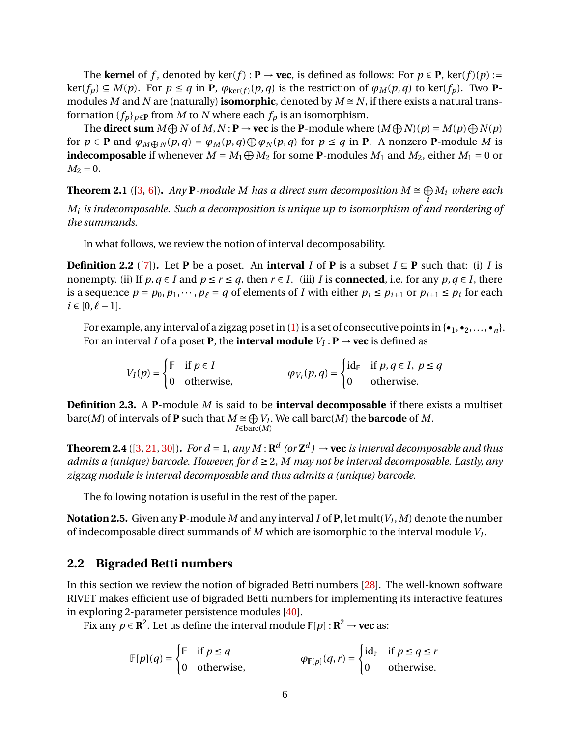The **kernel** of $f$, denoted by $\ker(f) : \mathbf{P} \to \mathbf{vec}$, is defined as follows: For $p \in \mathbf{P}$, $\ker(f)(p) := \ker(f_p) \subseteq M(p)$. For $p \leq q$ in $\mathbf{P}$, $\varphi_{\ker(f)}(p,q)$ is the restriction of $\varphi_M(p,q)$ to $\ker(f_p)$. Two $\mathbf{P}$-modules $M$ and $N$ are (naturally) **isomorphic**, denoted by $M \cong N$, if there exists a natural transformation $\{f_p\}_{p\in\mathbf{P}}$ from $M$ to $N$ where each $f_p$ is an isomorphism.

The **direct sum** $M \bigoplus N$ of $M, N : \mathbf{P} \to \mathbf{vec}$ is the $\mathbf{P}$-module where $(M \bigoplus N)(p) = M(p) \bigoplus N(p)$ for $p \in \mathbf{P}$ and $\varphi_{M\bigoplus N}(p,q) = \varphi_M(p,q) \bigoplus \varphi_N(p,q)$ for $p \leq q$ in $\mathbf{P}$. A nonzero $\mathbf{P}$-module $M$ is **indecomposable** if whenever $M = M_1 \bigoplus M_2$ for some $\mathbf{P}$-modules $M_1$ and $M_2$, either $M_1 = 0$ or $M_2 = 0$.

**Theorem 2.1** ([3, 6])**.** *Any $\mathbf{P}$-module $M$ has a direct sum decomposition $M \cong \bigoplus_i M_i$ where each $M_i$ is indecomposable. Such a decomposition is unique up to isomorphism of and reordering of the summands.*

In what follows, we review the notion of interval decomposability.

**Definition 2.2** ([7])**.** Let $\mathbf{P}$ be a poset. An **interval** $I$ of $\mathbf{P}$ is a subset $I \subseteq \mathbf{P}$ such that: (i) $I$ is nonempty. (ii) If $p, q \in I$ and $p \leq r \leq q$, then $r \in I$. (iii) $I$ is **connected**, i.e. for any $p, q \in I$, there is a sequence $p = p_0, p_1, \cdots, p_\ell = q$ of elements of $I$ with either $p_i \leq p_{i+1}$ or $p_{i+1} \leq p_i$ for each $i \in [0, \ell - 1]$.

For example, any interval of a zigzag poset in (1) is a set of consecutive points in $\{\bullet_1, \bullet_2, \ldots, \bullet_n\}$. For an interval $I$ of a poset $\mathbf{P}$, the **interval module** $V_I : \mathbf{P} \to \mathbf{vec}$ is defined as

$$V_I(p) = \begin{cases} \mathbb{F} & \text{if } p \in I \\ 0 & \text{otherwise,} \end{cases} \qquad \varphi_{V_I}(p,q) = \begin{cases} \mathrm{id}_{\mathbb{F}} & \text{if } p, q \in I,\ p \leq q \\ 0 & \text{otherwise.} \end{cases}$$

**Definition 2.3.** A $\mathbf{P}$-module $M$ is said to be **interval decomposable** if there exists a multiset $\mathrm{barc}(M)$ of intervals of $\mathbf{P}$ such that $M \cong \bigoplus_{I \in \mathrm{barc}(M)} V_I$. We call $\mathrm{barc}(M)$ the **barcode** of $M$.

**Theorem 2.4** ([3, 21, 30])**.** *For $d = 1$, any $M : \mathbf{R}^d$ (or $\mathbf{Z}^d$) $\to \mathbf{vec}$ is interval decomposable and thus admits a (unique) barcode. However, for $d \geq 2$, $M$ may not be interval decomposable. Lastly, any zigzag module is interval decomposable and thus admits a (unique) barcode.*

The following notation is useful in the rest of the paper.

**Notation 2.5.** Given any $\mathbf{P}$-module $M$ and any interval $I$ of $\mathbf{P}$, let $\mathrm{mult}(V_I, M)$ denote the number of indecomposable direct summands of $M$ which are isomorphic to the interval module $V_I$.

## 2.2 Bigraded Betti numbers

In this section we review the notion of bigraded Betti numbers [28]. The well-known software RIVET makes efficient use of bigraded Betti numbers for implementing its interactive features in exploring 2-parameter persistence modules [40].

Fix any $p \in \mathbf{R}^2$. Let us define the interval module $\mathbb{F}[p] : \mathbf{R}^2 \to \mathbf{vec}$ as:

$$\mathbb{F}[p](q) = \begin{cases} \mathbb{F} & \text{if } p \leq q \\ 0 & \text{otherwise,} \end{cases} \qquad \varphi_{\mathbb{F}[p]}(q,r) = \begin{cases} \mathrm{id}_{\mathbb{F}} & \text{if } p \leq q \leq r \\ 0 & \text{otherwise.} \end{cases}$$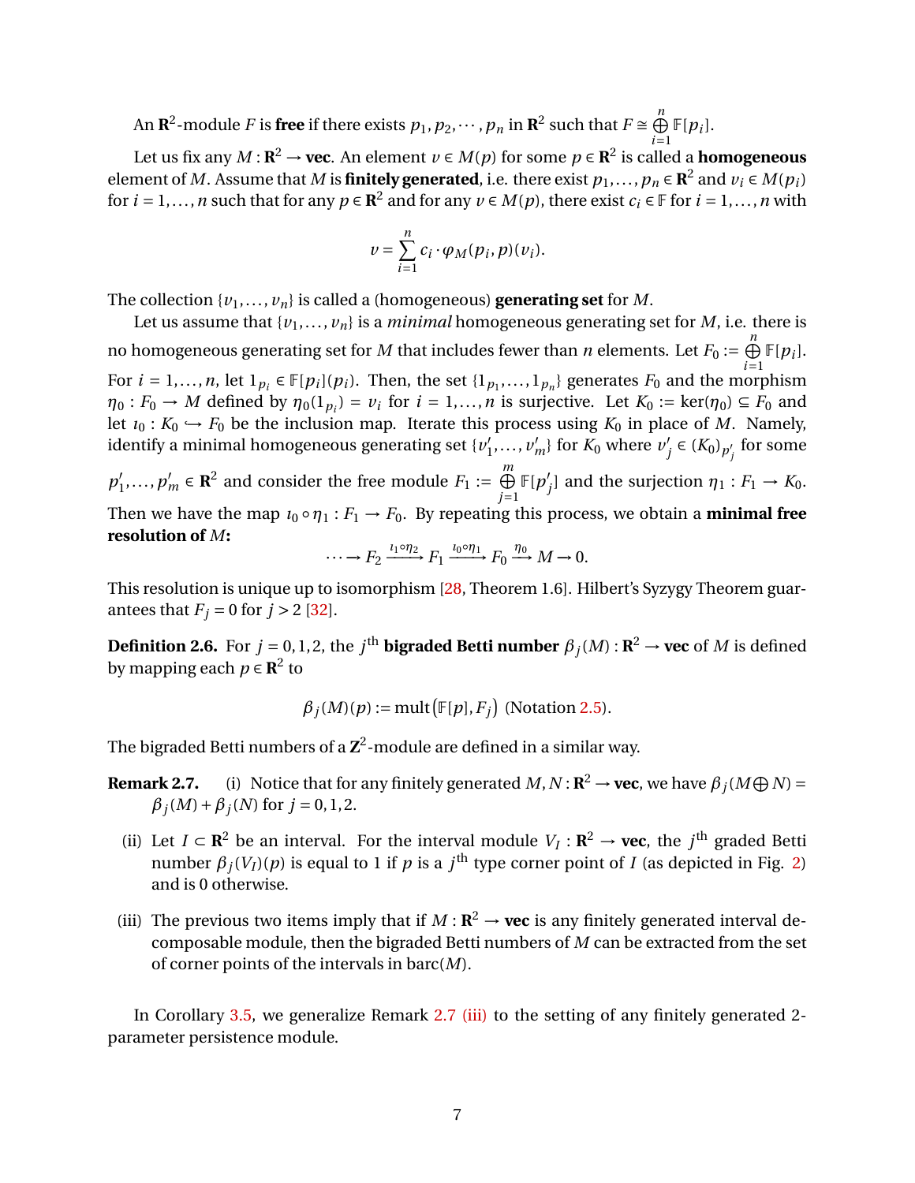An $\mathbf{R}^2$-module $F$ is **free** if there exists $p_1, p_2, \cdots, p_n$ in $\mathbf{R}^2$ such that $F \cong \bigoplus_{i=1}^{n} \mathbb{F}[p_i]$.

Let us fix any $M : \mathbf{R}^2 \to \mathbf{vec}$. An element $v \in M(p)$ for some $p \in \mathbf{R}^2$ is called a **homogeneous** element of $M$. Assume that $M$ is **finitely generated**, i.e. there exist $p_1, \ldots, p_n \in \mathbf{R}^2$ and $v_i \in M(p_i)$ for $i = 1, \ldots, n$ such that for any $p \in \mathbf{R}^2$ and for any $v \in M(p)$, there exist $c_i \in \mathbb{F}$ for $i = 1, \ldots, n$ with

$$v = \sum_{i=1}^{n} c_i \cdot \varphi_M(p_i, p)(v_i).$$

The collection $\{v_1, \ldots, v_n\}$ is called a (homogeneous) **generating set** for $M$.

Let us assume that $\{v_1, \ldots, v_n\}$ is a *minimal* homogeneous generating set for $M$, i.e. there is no homogeneous generating set for $M$ that includes fewer than $n$ elements. Let $F_0 := \bigoplus_{i=1}^{n} \mathbb{F}[p_i]$. For $i = 1, \ldots, n$, let $1_{p_i} \in \mathbb{F}[p_i](p_i)$. Then, the set $\{1_{p_1}, \ldots, 1_{p_n}\}$ generates $F_0$ and the morphism $\eta_0 : F_0 \to M$ defined by $\eta_0(1_{p_i}) = v_i$ for $i = 1, \ldots, n$ is surjective. Let $K_0 := \ker(\eta_0) \subseteq F_0$ and let $\iota_0 : K_0 \hookrightarrow F_0$ be the inclusion map. Iterate this process using $K_0$ in place of $M$. Namely, identify a minimal homogeneous generating set $\{v'_1, \ldots, v'_m\}$ for $K_0$ where $v'_j \in (K_0)_{p'_j}$ for some $p'_1, \ldots, p'_m \in \mathbf{R}^2$ and consider the free module $F_1 := \bigoplus_{j=1}^{m} \mathbb{F}[p'_j]$ and the surjection $\eta_1 : F_1 \to K_0$. Then we have the map $\iota_0 \circ \eta_1 : F_1 \to F_0$. By repeating this process, we obtain a **minimal free resolution of $M$:**

$$\cdots \to F_2 \xrightarrow{\iota_1 \circ \eta_2} F_1 \xrightarrow{\iota_0 \circ \eta_1} F_0 \xrightarrow{\eta_0} M \to 0.$$

This resolution is unique up to isomorphism [28, Theorem 1.6]. Hilbert's Syzygy Theorem guarantees that $F_j = 0$ for $j > 2$ [32].

**Definition 2.6.** For $j = 0, 1, 2$, the $j^{\text{th}}$ **bigraded Betti number** $\beta_j(M) : \mathbf{R}^2 \to \mathbf{vec}$ of $M$ is defined by mapping each $p \in \mathbf{R}^2$ to

$$\beta_j(M)(p) := \operatorname{mult}\big(\mathbb{F}[p], F_j\big) \text{ (Notation 2.5)}.$$

The bigraded Betti numbers of a $\mathbf{Z}^2$-module are defined in a similar way.

**Remark 2.7.**
(i) Notice that for any finitely generated $M, N : \mathbf{R}^2 \to \mathbf{vec}$, we have $\beta_j(M \bigoplus N) = \beta_j(M) + \beta_j(N)$ for $j = 0, 1, 2$.

(ii) Let $I \subset \mathbf{R}^2$ be an interval. For the interval module $V_I : \mathbf{R}^2 \to \mathbf{vec}$, the $j^{\text{th}}$ graded Betti number $\beta_j(V_I)(p)$ is equal to 1 if $p$ is a $j^{\text{th}}$ type corner point of $I$ (as depicted in Fig. 2) and is 0 otherwise.

(iii) The previous two items imply that if $M : \mathbf{R}^2 \to \mathbf{vec}$ is any finitely generated interval decomposable module, then the bigraded Betti numbers of $M$ can be extracted from the set of corner points of the intervals in $\operatorname{barc}(M)$.

In Corollary 3.5, we generalize Remark 2.7 (iii) to the setting of any finitely generated 2-parameter persistence module.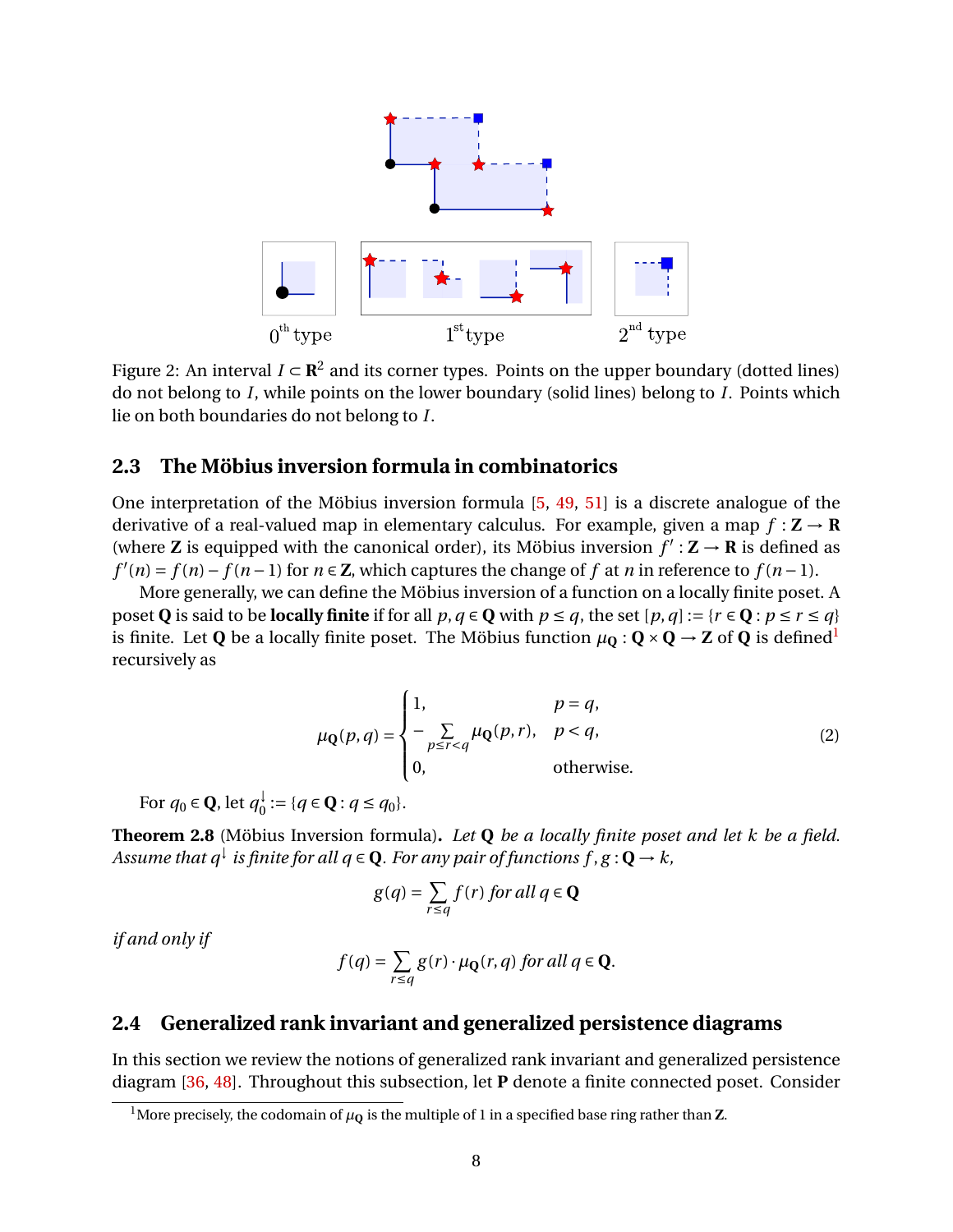Figure 2: An interval $I \subset \mathbf{R}^2$ and its corner types. Points on the upper boundary (dotted lines) do not belong to $I$, while points on the lower boundary (solid lines) belong to $I$. Points which lie on both boundaries do not belong to $I$.

### 2.3 The Möbius inversion formula in combinatorics

One interpretation of the Möbius inversion formula [5, 49, 51] is a discrete analogue of the derivative of a real-valued map in elementary calculus. For example, given a map $f : \mathbf{Z} \to \mathbf{R}$ (where $\mathbf{Z}$ is equipped with the canonical order), its Möbius inversion $f' : \mathbf{Z} \to \mathbf{R}$ is defined as $f'(n) = f(n) - f(n-1)$ for $n \in \mathbf{Z}$, which captures the change of $f$ at $n$ in reference to $f(n-1)$.

More generally, we can define the Möbius inversion of a function on a locally finite poset. A poset $\mathbf{Q}$ is said to be **locally finite** if for all $p, q \in \mathbf{Q}$ with $p \leq q$, the set $[p, q] := \{r \in \mathbf{Q} : p \leq r \leq q\}$ is finite. Let $\mathbf{Q}$ be a locally finite poset. The Möbius function $\mu_{\mathbf{Q}} : \mathbf{Q} \times \mathbf{Q} \to \mathbf{Z}$ of $\mathbf{Q}$ is defined[1] recursively as

$$\mu_{\mathbf{Q}}(p, q) = \begin{cases} 1, & p = q, \\ -\sum_{p \leq r < q} \mu_{\mathbf{Q}}(p, r), & p < q, \\ 0, & \text{otherwise.} \end{cases} \tag{2}$$

For $q_0 \in \mathbf{Q}$, let $q_0^{\downarrow} := \{q \in \mathbf{Q} : q \leq q_0\}$.

**Theorem 2.8** (Möbius Inversion formula)**.** *Let $\mathbf{Q}$ be a locally finite poset and let $k$ be a field. Assume that $q^{\downarrow}$ is finite for all $q \in \mathbf{Q}$. For any pair of functions $f, g : \mathbf{Q} \to k$,*

$$g(q) = \sum_{r \leq q} f(r) \text{ for all } q \in \mathbf{Q}$$

*if and only if*

$$f(q) = \sum_{r \leq q} g(r) \cdot \mu_{\mathbf{Q}}(r, q) \text{ for all } q \in \mathbf{Q}.$$

### 2.4 Generalized rank invariant and generalized persistence diagrams

In this section we review the notions of generalized rank invariant and generalized persistence diagram [36, 48]. Throughout this subsection, let $\mathbf{P}$ denote a finite connected poset. Consider

[1] More precisely, the codomain of $\mu_{\mathbf{Q}}$ is the multiple of 1 in a specified base ring rather than $\mathbf{Z}$.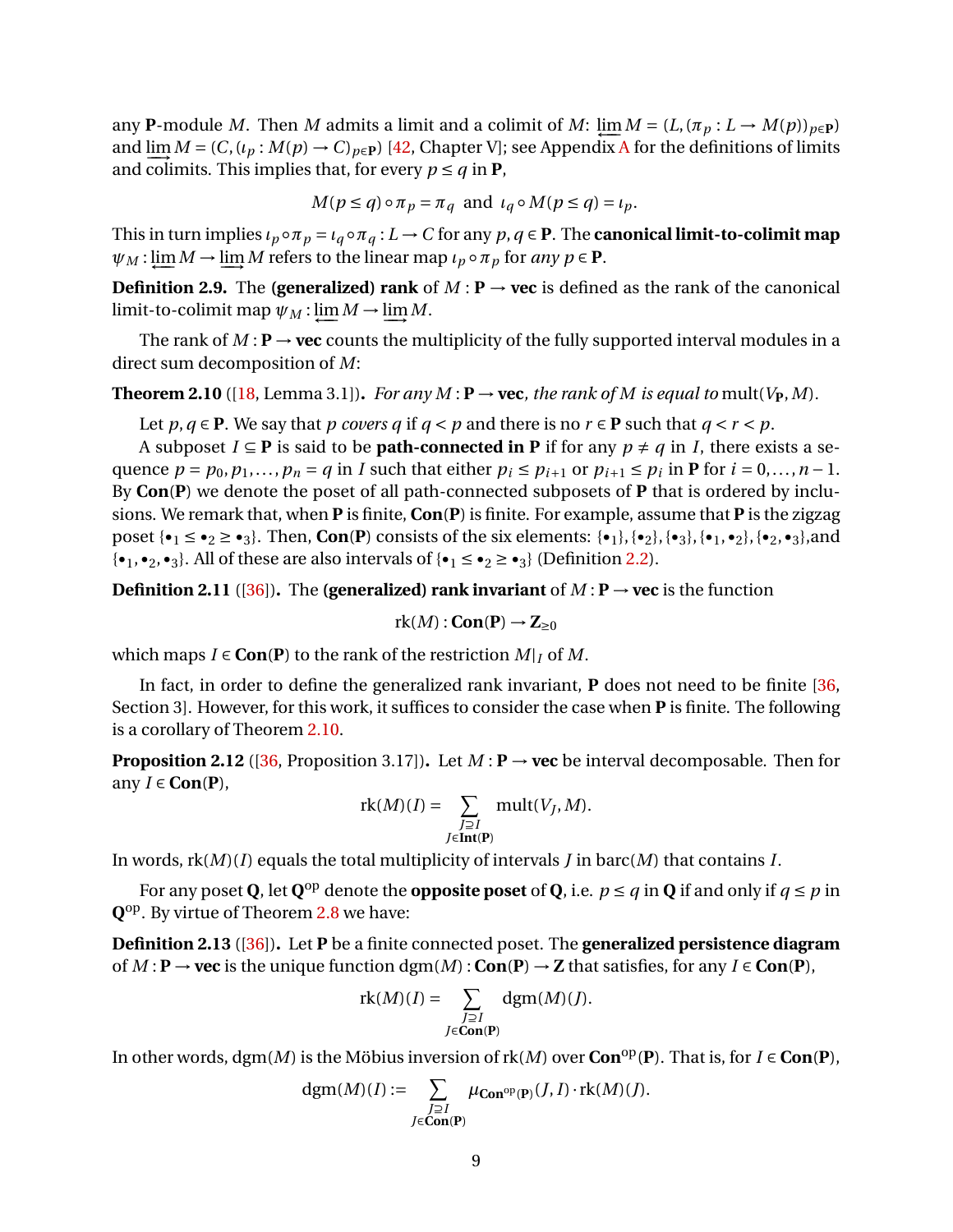any $\mathbf{P}$-module $M$. Then $M$ admits a limit and a colimit of $M$: $\varprojlim M = (L, (\pi_p : L \to M(p))_{p\in\mathbf{P}})$ and $\varinjlim M = (C, (\iota_p : M(p) \to C)_{p\in\mathbf{P}})$ [42, Chapter V]; see Appendix A for the definitions of limits and colimits. This implies that, for every $p \leq q$ in $\mathbf{P}$,

$$M(p \leq q) \circ \pi_p = \pi_q \text{ and } \iota_q \circ M(p \leq q) = \iota_p.$$

This in turn implies $\iota_p \circ \pi_p = \iota_q \circ \pi_q : L \to C$ for any $p, q \in \mathbf{P}$. The **canonical limit-to-colimit map** $\psi_M : \varprojlim M \to \varinjlim M$ refers to the linear map $\iota_p \circ \pi_p$ for *any* $p \in \mathbf{P}$.

**Definition 2.9.** The **(generalized) rank** of $M : \mathbf{P} \to \mathbf{vec}$ is defined as the rank of the canonical limit-to-colimit map $\psi_M : \varprojlim M \to \varinjlim M$.

The rank of $M : \mathbf{P} \to \mathbf{vec}$ counts the multiplicity of the fully supported interval modules in a direct sum decomposition of $M$:

**Theorem 2.10** ([18, Lemma 3.1])**.** *For any $M : \mathbf{P} \to \mathbf{vec}$, the rank of $M$ is equal to* $\mathrm{mult}(V_{\mathbf{P}}, M)$.

Let $p, q \in \mathbf{P}$. We say that $p$ *covers* $q$ if $q < p$ and there is no $r \in \mathbf{P}$ such that $q < r < p$.

A subposet $I \subseteq \mathbf{P}$ is said to be **path-connected in P** if for any $p \neq q$ in $I$, there exists a sequence $p = p_0, p_1, \ldots, p_n = q$ in $I$ such that either $p_i \leq p_{i+1}$ or $p_{i+1} \leq p_i$ in $\mathbf{P}$ for $i = 0, \ldots, n-1$. By $\mathbf{Con}(\mathbf{P})$ we denote the poset of all path-connected subposets of $\mathbf{P}$ that is ordered by inclusions. We remark that, when $\mathbf{P}$ is finite, $\mathbf{Con}(\mathbf{P})$ is finite. For example, assume that $\mathbf{P}$ is the zigzag poset $\{\bullet_1 \leq \bullet_2 \geq \bullet_3\}$. Then, $\mathbf{Con}(\mathbf{P})$ consists of the six elements: $\{\bullet_1\}, \{\bullet_2\}, \{\bullet_3\}, \{\bullet_1, \bullet_2\}, \{\bullet_2, \bullet_3\}$,and $\{\bullet_1, \bullet_2, \bullet_3\}$. All of these are also intervals of $\{\bullet_1 \leq \bullet_2 \geq \bullet_3\}$ (Definition 2.2).

**Definition 2.11** ([36])**.** The **(generalized) rank invariant** of $M : \mathbf{P} \to \mathbf{vec}$ is the function

$$\mathrm{rk}(M) : \mathbf{Con}(\mathbf{P}) \to \mathbf{Z}_{\geq 0}$$

which maps $I \in \mathbf{Con}(\mathbf{P})$ to the rank of the restriction $M|_I$ of $M$.

In fact, in order to define the generalized rank invariant, $\mathbf{P}$ does not need to be finite [36, Section 3]. However, for this work, it suffices to consider the case when $\mathbf{P}$ is finite. The following is a corollary of Theorem 2.10.

**Proposition 2.12** ([36, Proposition 3.17])**.** Let $M : \mathbf{P} \to \mathbf{vec}$ be interval decomposable. Then for any $I \in \mathbf{Con}(\mathbf{P})$,

$$\mathrm{rk}(M)(I) = \sum_{\substack{J \supseteq I \\ J \in \mathbf{Int}(\mathbf{P})}} \mathrm{mult}(V_J, M).$$

In words, $\mathrm{rk}(M)(I)$ equals the total multiplicity of intervals $J$ in $\mathrm{barc}(M)$ that contains $I$.

For any poset $\mathbf{Q}$, let $\mathbf{Q}^{\mathrm{op}}$ denote the **opposite poset** of $\mathbf{Q}$, i.e. $p \leq q$ in $\mathbf{Q}$ if and only if $q \leq p$ in $\mathbf{Q}^{\mathrm{op}}$. By virtue of Theorem 2.8 we have:

**Definition 2.13** ([36])**.** Let $\mathbf{P}$ be a finite connected poset. The **generalized persistence diagram** of $M : \mathbf{P} \to \mathbf{vec}$ is the unique function $\mathrm{dgm}(M) : \mathbf{Con}(\mathbf{P}) \to \mathbf{Z}$ that satisfies, for any $I \in \mathbf{Con}(\mathbf{P})$,

$$\mathrm{rk}(M)(I) = \sum_{\substack{J \supseteq I \\ J \in \mathbf{Con}(\mathbf{P})}} \mathrm{dgm}(M)(J).$$

In other words, $\mathrm{dgm}(M)$ is the Möbius inversion of $\mathrm{rk}(M)$ over $\mathbf{Con}^{\mathrm{op}}(\mathbf{P})$. That is, for $I \in \mathbf{Con}(\mathbf{P})$,

$$\mathrm{dgm}(M)(I) := \sum_{\substack{J \supseteq I \\ J \in \mathbf{Con}(\mathbf{P})}} \mu_{\mathbf{Con}^{\mathrm{op}}(\mathbf{P})}(J, I) \cdot \mathrm{rk}(M)(J).$$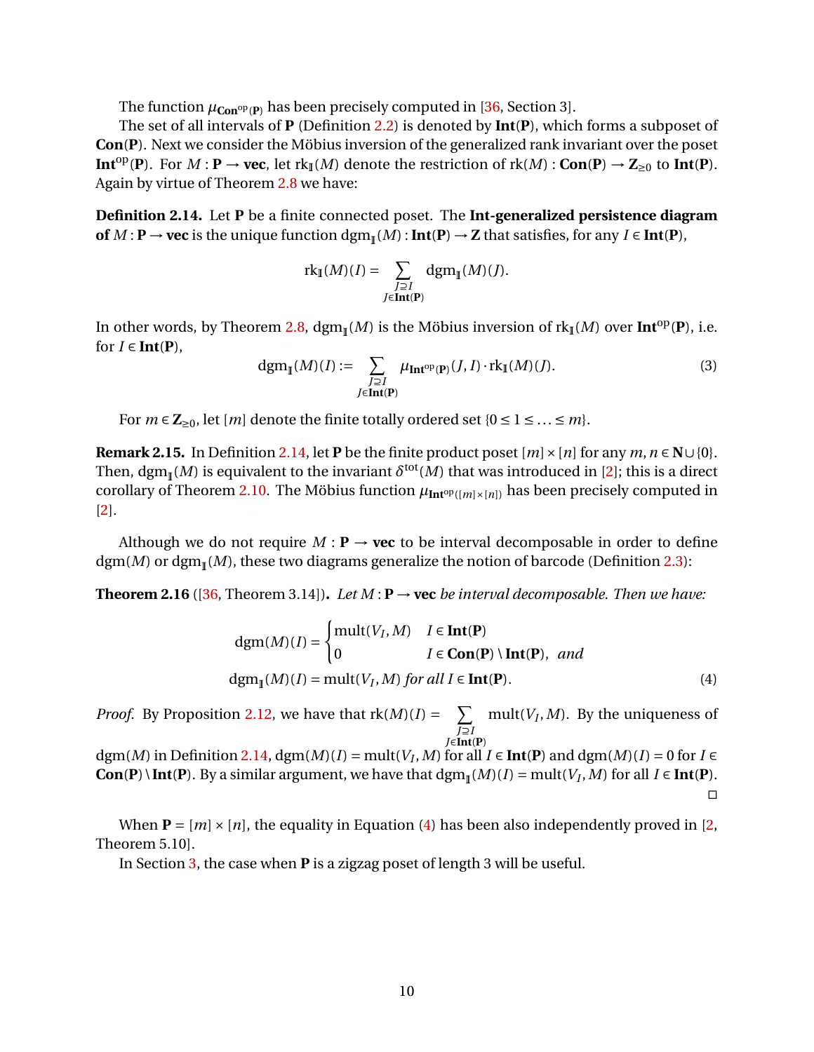The function $\mu_{\mathbf{Con}^{\mathrm{op}}(\mathbf{P})}$ has been precisely computed in [36, Section 3].

The set of all intervals of $\mathbf{P}$ (Definition 2.2) is denoted by $\mathbf{Int}(\mathbf{P})$, which forms a subposet of $\mathbf{Con}(\mathbf{P})$. Next we consider the Möbius inversion of the generalized rank invariant over the poset $\mathbf{Int}^{\mathrm{op}}(\mathbf{P})$. For $M : \mathbf{P} \to \mathbf{vec}$, let $\mathrm{rk}_{\mathbb{I}}(M)$ denote the restriction of $\mathrm{rk}(M) : \mathbf{Con}(\mathbf{P}) \to \mathbf{Z}_{\geq 0}$ to $\mathbf{Int}(\mathbf{P})$. Again by virtue of Theorem 2.8 we have:

**Definition 2.14.** Let $\mathbf{P}$ be a finite connected poset. The **Int-generalized persistence diagram of** $M : \mathbf{P} \to \mathbf{vec}$ is the unique function $\mathrm{dgm}_{\mathbb{I}}(M) : \mathbf{Int}(\mathbf{P}) \to \mathbf{Z}$ that satisfies, for any $I \in \mathbf{Int}(\mathbf{P})$,

$$\mathrm{rk}_{\mathbb{I}}(M)(I) = \sum_{\substack{J \supseteq I \\ J \in \mathbf{Int}(\mathbf{P})}} \mathrm{dgm}_{\mathbb{I}}(M)(J).$$

In other words, by Theorem 2.8, $\mathrm{dgm}_{\mathbb{I}}(M)$ is the Möbius inversion of $\mathrm{rk}_{\mathbb{I}}(M)$ over $\mathbf{Int}^{\mathrm{op}}(\mathbf{P})$, i.e. for $I \in \mathbf{Int}(\mathbf{P})$,

$$\mathrm{dgm}_{\mathbb{I}}(M)(I) := \sum_{\substack{J \supseteq I \\ J \in \mathbf{Int}(\mathbf{P})}} \mu_{\mathbf{Int}^{\mathrm{op}}(\mathbf{P})}(J, I) \cdot \mathrm{rk}_{\mathbb{I}}(M)(J). \tag{3}$$

For $m \in \mathbf{Z}_{\geq 0}$, let $[m]$ denote the finite totally ordered set $\{0 \leq 1 \leq \ldots \leq m\}$.

**Remark 2.15.** In Definition 2.14, let $\mathbf{P}$ be the finite product poset $[m] \times [n]$ for any $m, n \in \mathbf{N} \cup \{0\}$. Then, $\mathrm{dgm}_{\mathbb{I}}(M)$ is equivalent to the invariant $\delta^{\mathrm{tot}}(M)$ that was introduced in [2]; this is a direct corollary of Theorem 2.10. The Möbius function $\mu_{\mathbf{Int}^{\mathrm{op}}([m] \times [n])}$ has been precisely computed in [2].

Although we do not require $M : \mathbf{P} \to \mathbf{vec}$ to be interval decomposable in order to define $\mathrm{dgm}(M)$ or $\mathrm{dgm}_{\mathbb{I}}(M)$, these two diagrams generalize the notion of barcode (Definition 2.3):

**Theorem 2.16** ([36, Theorem 3.14])**.** *Let $M : \mathbf{P} \to \mathbf{vec}$ be interval decomposable. Then we have:*

$$\mathrm{dgm}(M)(I) = \begin{cases} \mathrm{mult}(V_I, M) & I \in \mathbf{Int}(\mathbf{P}) \\ 0 & I \in \mathbf{Con}(\mathbf{P}) \setminus \mathbf{Int}(\mathbf{P}), \end{cases} \quad \textit{and}$$

$$\mathrm{dgm}_{\mathbb{I}}(M)(I) = \mathrm{mult}(V_I, M) \textit{ for all } I \in \mathbf{Int}(\mathbf{P}). \tag{4}$$

*Proof.* By Proposition 2.12, we have that $\mathrm{rk}(M)(I) = \sum_{\substack{J \supseteq I \\ J \in \mathbf{Int}(\mathbf{P})}} \mathrm{mult}(V_J, M)$. By the uniqueness of $\mathrm{dgm}(M)$ in Definition 2.14, $\mathrm{dgm}(M)(I) = \mathrm{mult}(V_I, M)$ for all $I \in \mathbf{Int}(\mathbf{P})$ and $\mathrm{dgm}(M)(I) = 0$ for $I \in \mathbf{Con}(\mathbf{P}) \setminus \mathbf{Int}(\mathbf{P})$. By a similar argument, we have that $\mathrm{dgm}_{\mathbb{I}}(M)(I) = \mathrm{mult}(V_I, M)$ for all $I \in \mathbf{Int}(\mathbf{P})$. □

When $\mathbf{P} = [m] \times [n]$, the equality in Equation (4) has been also independently proved in [2, Theorem 5.10].

In Section 3, the case when $\mathbf{P}$ is a zigzag poset of length 3 will be useful.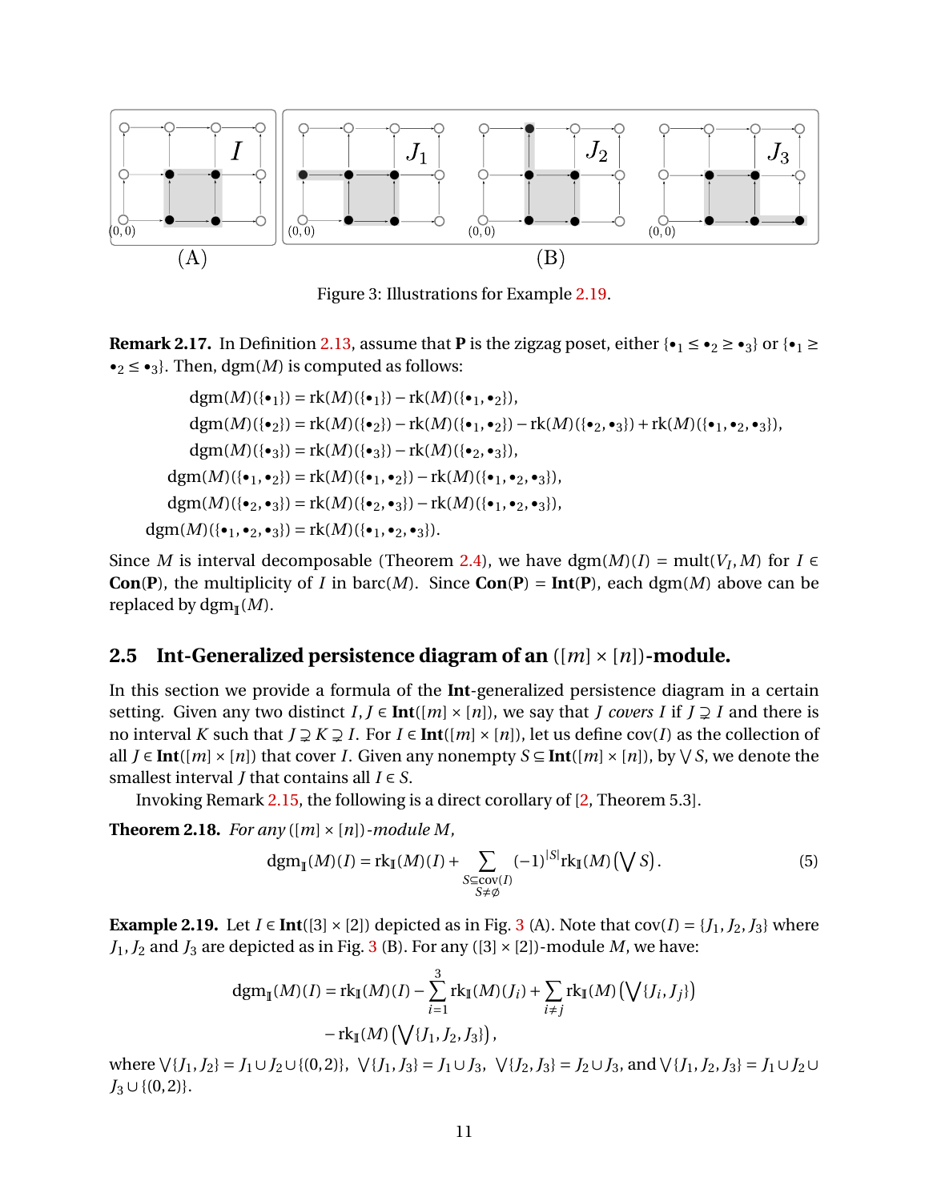Figure 3: Illustrations for Example 2.19.

**Remark 2.17.** In Definition 2.13, assume that $\mathbf{P}$ is the zigzag poset, either $\{\bullet_1 \le \bullet_2 \ge \bullet_3\}$ or $\{\bullet_1 \ge \bullet_2 \le \bullet_3\}$. Then, $\mathrm{dgm}(M)$ is computed as follows:

$$
\begin{aligned}
\mathrm{dgm}(M)(\{\bullet_1\}) &= \mathrm{rk}(M)(\{\bullet_1\}) - \mathrm{rk}(M)(\{\bullet_1, \bullet_2\}),\\
\mathrm{dgm}(M)(\{\bullet_2\}) &= \mathrm{rk}(M)(\{\bullet_2\}) - \mathrm{rk}(M)(\{\bullet_1, \bullet_2\}) - \mathrm{rk}(M)(\{\bullet_2, \bullet_3\}) + \mathrm{rk}(M)(\{\bullet_1, \bullet_2, \bullet_3\}),\\
\mathrm{dgm}(M)(\{\bullet_3\}) &= \mathrm{rk}(M)(\{\bullet_3\}) - \mathrm{rk}(M)(\{\bullet_2, \bullet_3\}),\\
\mathrm{dgm}(M)(\{\bullet_1, \bullet_2\}) &= \mathrm{rk}(M)(\{\bullet_1, \bullet_2\}) - \mathrm{rk}(M)(\{\bullet_1, \bullet_2, \bullet_3\}),\\
\mathrm{dgm}(M)(\{\bullet_2, \bullet_3\}) &= \mathrm{rk}(M)(\{\bullet_2, \bullet_3\}) - \mathrm{rk}(M)(\{\bullet_1, \bullet_2, \bullet_3\}),\\
\mathrm{dgm}(M)(\{\bullet_1, \bullet_2, \bullet_3\}) &= \mathrm{rk}(M)(\{\bullet_1, \bullet_2, \bullet_3\}).
\end{aligned}
$$

Since $M$ is interval decomposable (Theorem 2.4), we have $\mathrm{dgm}(M)(I) = \mathrm{mult}(V_I, M)$ for $I \in \mathbf{Con}(\mathbf{P})$, the multiplicity of $I$ in $\mathrm{barc}(M)$. Since $\mathbf{Con}(\mathbf{P}) = \mathbf{Int}(\mathbf{P})$, each $\mathrm{dgm}(M)$ above can be replaced by $\mathrm{dgm}_{\mathbb{I}}(M)$.

## 2.5 Int-Generalized persistence diagram of an $([m] \times [n])$-module.

In this section we provide a formula of the $\mathbf{Int}$-generalized persistence diagram in a certain setting. Given any two distinct $I, J \in \mathbf{Int}([m] \times [n])$, we say that $J$ *covers* $I$ if $J \supsetneq I$ and there is no interval $K$ such that $J \supsetneq K \supsetneq I$. For $I \in \mathbf{Int}([m] \times [n])$, let us define $\mathrm{cov}(I)$ as the collection of all $J \in \mathbf{Int}([m] \times [n])$ that cover $I$. Given any nonempty $S \subseteq \mathbf{Int}([m] \times [n])$, by $\bigvee S$, we denote the smallest interval $J$ that contains all $I \in S$.

Invoking Remark 2.15, the following is a direct corollary of [2, Theorem 5.3].

**Theorem 2.18.** *For any* $([m] \times [n])$*-module* $M$*,*

$$
\mathrm{dgm}_{\mathbb{I}}(M)(I) = \mathrm{rk}_{\mathbb{I}}(M)(I) + \sum_{\substack{S \subseteq \mathrm{cov}(I)\\ S \neq \emptyset}} (-1)^{|S|} \mathrm{rk}_{\mathbb{I}}(M)\left(\bigvee S\right). \tag{5}
$$

**Example 2.19.** Let $I \in \mathbf{Int}([3] \times [2])$ depicted as in Fig. 3 (A). Note that $\mathrm{cov}(I) = \{J_1, J_2, J_3\}$ where $J_1, J_2$ and $J_3$ are depicted as in Fig. 3 (B). For any $([3] \times [2])$-module $M$, we have:

$$
\begin{aligned}
\mathrm{dgm}_{\mathbb{I}}(M)(I) = \mathrm{rk}_{\mathbb{I}}(M)(I) - \sum_{i=1}^{3} \mathrm{rk}_{\mathbb{I}}(M)(J_i) + \sum_{i \neq j} \mathrm{rk}_{\mathbb{I}}(M)\left(\bigvee \{J_i, J_j\}\right)\\
- \mathrm{rk}_{\mathbb{I}}(M)\left(\bigvee \{J_1, J_2, J_3\}\right),
\end{aligned}
$$

where $\bigvee\{J_1, J_2\} = J_1 \cup J_2 \cup \{(0,2)\}$, $\bigvee\{J_1, J_3\} = J_1 \cup J_3$, $\bigvee\{J_2, J_3\} = J_2 \cup J_3$, and $\bigvee\{J_1, J_2, J_3\} = J_1 \cup J_2 \cup J_3 \cup \{(0,2)\}$.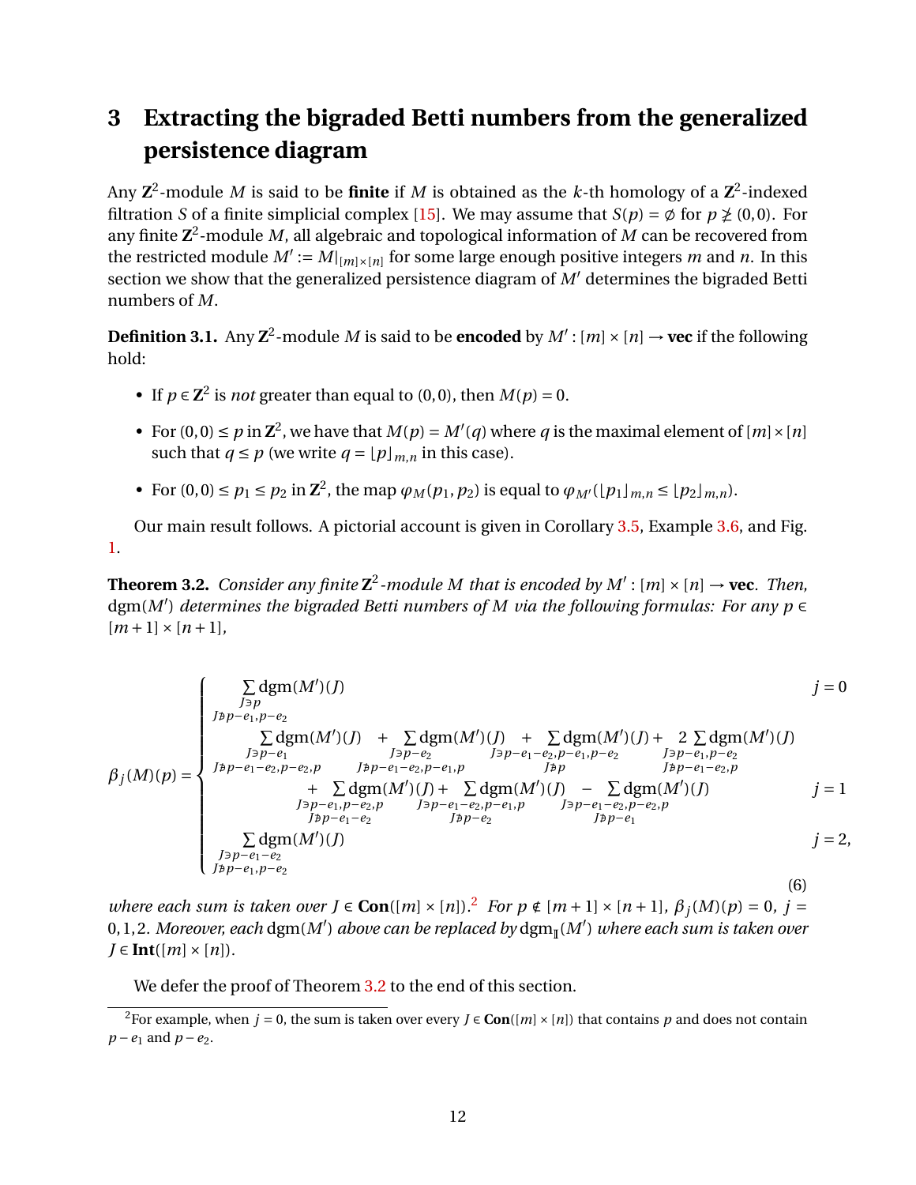# 3 Extracting the bigraded Betti numbers from the generalized persistence diagram

Any $\mathbf{Z}^2$-module $M$ is said to be **finite** if $M$ is obtained as the $k$-th homology of a $\mathbf{Z}^2$-indexed filtration $S$ of a finite simplicial complex [15]. We may assume that $S(p) = \emptyset$ for $p \ngeq (0,0)$. For any finite $\mathbf{Z}^2$-module $M$, all algebraic and topological information of $M$ can be recovered from the restricted module $M' := M|_{[m]\times[n]}$ for some large enough positive integers $m$ and $n$. In this section we show that the generalized persistence diagram of $M'$ determines the bigraded Betti numbers of $M$.

**Definition 3.1.** Any $\mathbf{Z}^2$-module $M$ is said to be **encoded** by $M' : [m]\times[n] \to \mathbf{vec}$ if the following hold:

- If $p \in \mathbf{Z}^2$ is *not* greater than equal to $(0,0)$, then $M(p) = 0$.
- For $(0,0) \leq p$ in $\mathbf{Z}^2$, we have that $M(p) = M'(q)$ where $q$ is the maximal element of $[m]\times[n]$ such that $q \leq p$ (we write $q = \lfloor p \rfloor_{m,n}$ in this case).
- For $(0,0) \leq p_1 \leq p_2$ in $\mathbf{Z}^2$, the map $\varphi_M(p_1,p_2)$ is equal to $\varphi_{M'}(\lfloor p_1 \rfloor_{m,n} \leq \lfloor p_2 \rfloor_{m,n})$.

Our main result follows. A pictorial account is given in Corollary 3.5, Example 3.6, and Fig. 1.

**Theorem 3.2.** *Consider any finite $\mathbf{Z}^2$-module $M$ that is encoded by $M' : [m]\times[n] \to \mathbf{vec}$. Then, $\mathrm{dgm}(M')$ determines the bigraded Betti numbers of $M$ via the following formulas: For any $p \in [m+1]\times[n+1]$,*

$$
\beta_j(M)(p) = \begin{cases}
\displaystyle\sum_{\substack{J \ni p \\ J \not\ni p-e_1,\, p-e_2}} \mathrm{dgm}(M')(J) & j=0 \\[2ex]
\displaystyle\sum_{\substack{J \ni p-e_1 \\ J \not\ni p-e_1-e_2,\, p-e_2,\, p}} \mathrm{dgm}(M')(J) + \sum_{\substack{J \ni p-e_2 \\ J \not\ni p-e_1-e_2,\, p-e_1,\, p}} \mathrm{dgm}(M')(J) + \sum_{\substack{J \ni p-e_1-e_2,\, p-e_1,\, p-e_2 \\ J \not\ni p}} \mathrm{dgm}(M')(J) + 2\sum_{\substack{J \ni p-e_1,\, p-e_2 \\ J \not\ni p-e_1-e_2,\, p}} \mathrm{dgm}(M')(J) & \\[2ex]
\qquad + \displaystyle\sum_{\substack{J \ni p-e_1,\, p-e_2,\, p \\ J \not\ni p-e_1-e_2}} \mathrm{dgm}(M')(J) + \sum_{\substack{J \ni p-e_1-e_2,\, p-e_1,\, p \\ J \not\ni p-e_2}} \mathrm{dgm}(M')(J) - \sum_{\substack{J \ni p-e_1-e_2,\, p-e_2,\, p \\ J \not\ni p-e_1}} \mathrm{dgm}(M')(J) & j=1 \\[2ex]
\displaystyle\sum_{\substack{J \ni p-e_1-e_2 \\ J \not\ni p-e_1,\, p-e_2}} \mathrm{dgm}(M')(J) & j=2,
\end{cases}
\tag{6}
$$

*where each sum is taken over $J \in \mathbf{Con}([m]\times[n])$.*[2] *For $p \notin [m+1]\times[n+1]$, $\beta_j(M)(p) = 0$, $j = 0,1,2$. Moreover, each $\mathrm{dgm}(M')$ above can be replaced by $\mathrm{dgm}_{\mathbb{I}}(M')$ where each sum is taken over $J \in \mathbf{Int}([m]\times[n])$.*

We defer the proof of Theorem 3.2 to the end of this section.

[2] For example, when $j = 0$, the sum is taken over every $J \in \mathbf{Con}([m]\times[n])$ that contains $p$ and does not contain $p-e_1$ and $p-e_2$.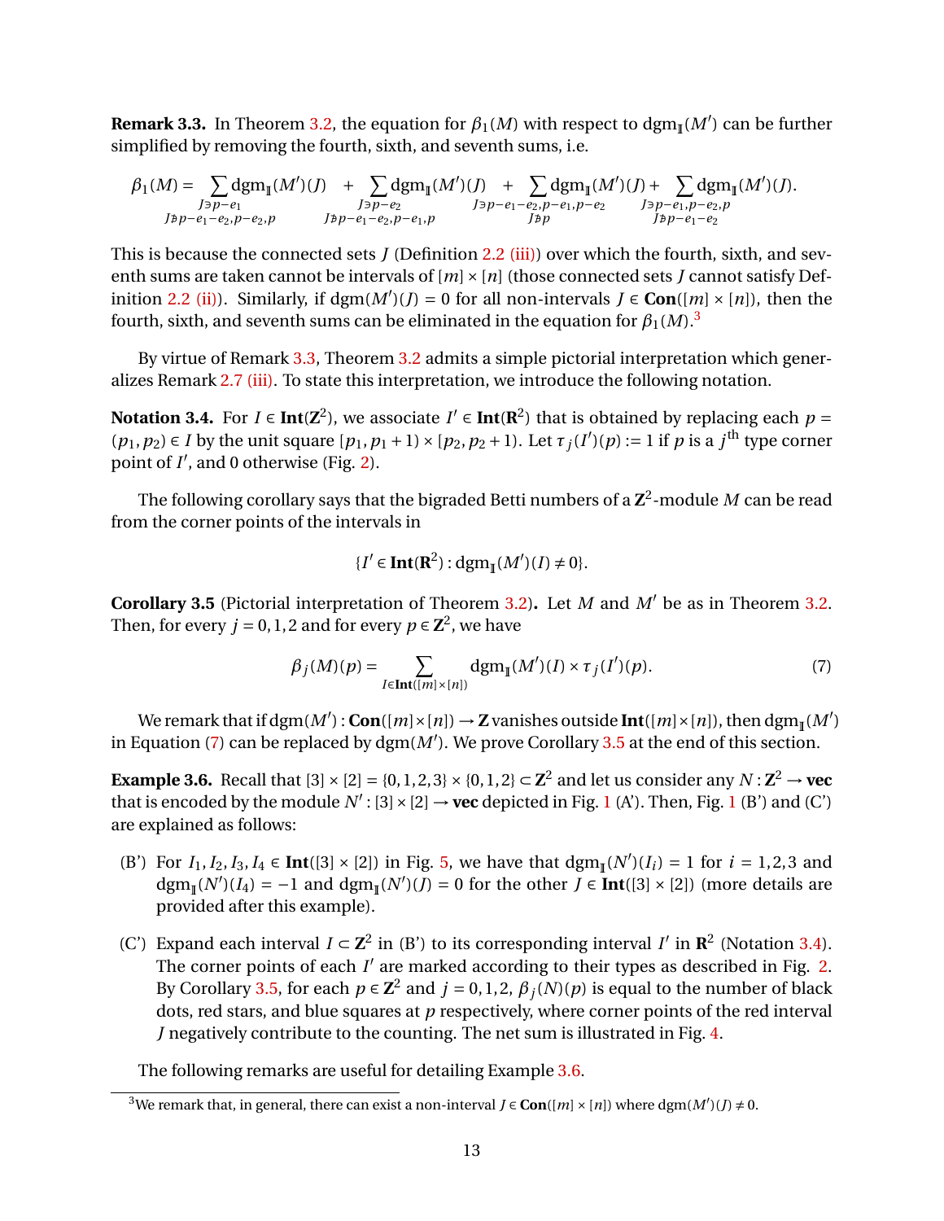**Remark 3.3.** In Theorem 3.2, the equation for $\beta_1(M)$ with respect to $\mathrm{dgm}_{\mathbb{I}}(M')$ can be further simplified by removing the fourth, sixth, and seventh sums, i.e.

$$\beta_1(M) = \sum_{\substack{J \ni p-e_1 \\ J \not\ni p-e_1-e_2, p-e_2, p}} \mathrm{dgm}_{\mathbb{I}}(M')(J) \quad + \sum_{\substack{J \ni p-e_2 \\ J \not\ni p-e_1-e_2, p-e_1, p}} \mathrm{dgm}_{\mathbb{I}}(M')(J) \quad + \sum_{\substack{J \ni p-e_1-e_2, p-e_1, p-e_2 \\ J \not\ni p}} \mathrm{dgm}_{\mathbb{I}}(M')(J) + \sum_{\substack{J \ni p-e_1, p-e_2, p \\ J \not\ni p-e_1-e_2}} \mathrm{dgm}_{\mathbb{I}}(M')(J).$$

This is because the connected sets $J$ (Definition 2.2 (iii)) over which the fourth, sixth, and seventh sums are taken cannot be intervals of $[m] \times [n]$ (those connected sets $J$ cannot satisfy Definition 2.2 (ii)). Similarly, if $\mathrm{dgm}(M')(J) = 0$ for all non-intervals $J \in \mathbf{Con}([m] \times [n])$, then the fourth, sixth, and seventh sums can be eliminated in the equation for $\beta_1(M)$.[3]

By virtue of Remark 3.3, Theorem 3.2 admits a simple pictorial interpretation which generalizes Remark 2.7 (iii). To state this interpretation, we introduce the following notation.

**Notation 3.4.** For $I \in \mathbf{Int}(\mathbf{Z}^2)$, we associate $I' \in \mathbf{Int}(\mathbf{R}^2)$ that is obtained by replacing each $p = (p_1, p_2) \in I$ by the unit square $[p_1, p_1+1) \times [p_2, p_2+1)$. Let $\tau_j(I')(p) := 1$ if $p$ is a $j^{\text{th}}$ type corner point of $I'$, and 0 otherwise (Fig. 2).

The following corollary says that the bigraded Betti numbers of a $\mathbf{Z}^2$-module $M$ can be read from the corner points of the intervals in

$$\{I' \in \mathbf{Int}(\mathbf{R}^2) : \mathrm{dgm}_{\mathbb{I}}(M')(I) \neq 0\}.$$

**Corollary 3.5** (Pictorial interpretation of Theorem 3.2)**.** Let $M$ and $M'$ be as in Theorem 3.2. Then, for every $j = 0, 1, 2$ and for every $p \in \mathbf{Z}^2$, we have

$$\beta_j(M)(p) = \sum_{I \in \mathbf{Int}([m]\times[n])} \mathrm{dgm}_{\mathbb{I}}(M')(I) \times \tau_j(I')(p). \tag{7}$$

We remark that if $\mathrm{dgm}(M') : \mathbf{Con}([m]\times[n]) \to \mathbf{Z}$ vanishes outside $\mathbf{Int}([m]\times[n])$, then $\mathrm{dgm}_{\mathbb{I}}(M')$ in Equation (7) can be replaced by $\mathrm{dgm}(M')$. We prove Corollary 3.5 at the end of this section.

**Example 3.6.** Recall that $[3] \times [2] = \{0,1,2,3\} \times \{0,1,2\} \subset \mathbf{Z}^2$ and let us consider any $N : \mathbf{Z}^2 \to \mathbf{vec}$ that is encoded by the module $N' : [3] \times [2] \to \mathbf{vec}$ depicted in Fig. 1 (A'). Then, Fig. 1 (B') and (C') are explained as follows:

- (B') For $I_1, I_2, I_3, I_4 \in \mathbf{Int}([3] \times [2])$ in Fig. 5, we have that $\mathrm{dgm}_{\mathbb{I}}(N')(I_i) = 1$ for $i = 1, 2, 3$ and $\mathrm{dgm}_{\mathbb{I}}(N')(I_4) = -1$ and $\mathrm{dgm}_{\mathbb{I}}(N')(J) = 0$ for the other $J \in \mathbf{Int}([3] \times [2])$ (more details are provided after this example).
- (C') Expand each interval $I \subset \mathbf{Z}^2$ in (B') to its corresponding interval $I'$ in $\mathbf{R}^2$ (Notation 3.4). The corner points of each $I'$ are marked according to their types as described in Fig. 2. By Corollary 3.5, for each $p \in \mathbf{Z}^2$ and $j = 0, 1, 2$, $\beta_j(N)(p)$ is equal to the number of black dots, red stars, and blue squares at $p$ respectively, where corner points of the red interval $J$ negatively contribute to the counting. The net sum is illustrated in Fig. 4.

The following remarks are useful for detailing Example 3.6.

[3] We remark that, in general, there can exist a non-interval $J \in \mathbf{Con}([m] \times [n])$ where $\mathrm{dgm}(M')(J) \neq 0$.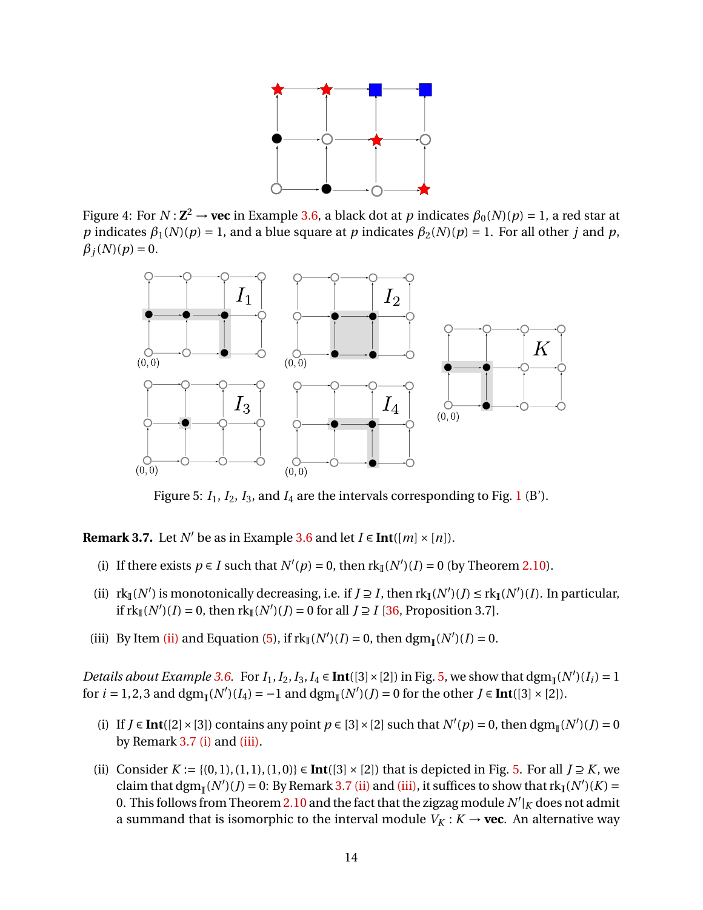Figure 4: For $N : \mathbf{Z}^2 \to \mathbf{vec}$ in Example 3.6, a black dot at $p$ indicates $\beta_0(N)(p) = 1$, a red star at $p$ indicates $\beta_1(N)(p) = 1$, and a blue square at $p$ indicates $\beta_2(N)(p) = 1$. For all other $j$ and $p$, $\beta_j(N)(p) = 0$.

Figure 5: $I_1$, $I_2$, $I_3$, and $I_4$ are the intervals corresponding to Fig. 1 (B').

**Remark 3.7.** Let $N'$ be as in Example 3.6 and let $I \in \mathbf{Int}([m] \times [n])$.

(i) If there exists $p \in I$ such that $N'(p) = 0$, then $\mathrm{rk}_{\mathbb{I}}(N')(I) = 0$ (by Theorem 2.10).

(ii) $\mathrm{rk}_{\mathbb{I}}(N')$ is monotonically decreasing, i.e. if $J \supseteq I$, then $\mathrm{rk}_{\mathbb{I}}(N')(J) \leq \mathrm{rk}_{\mathbb{I}}(N')(I)$. In particular, if $\mathrm{rk}_{\mathbb{I}}(N')(I) = 0$, then $\mathrm{rk}_{\mathbb{I}}(N')(J) = 0$ for all $J \supseteq I$ [36, Proposition 3.7].

(iii) By Item (ii) and Equation (5), if $\mathrm{rk}_{\mathbb{I}}(N')(I) = 0$, then $\mathrm{dgm}_{\mathbb{I}}(N')(I) = 0$.

*Details about Example 3.6.* For $I_1, I_2, I_3, I_4 \in \mathbf{Int}([3] \times [2])$ in Fig. 5, we show that $\mathrm{dgm}_{\mathbb{I}}(N')(I_i) = 1$ for $i = 1, 2, 3$ and $\mathrm{dgm}_{\mathbb{I}}(N')(I_4) = -1$ and $\mathrm{dgm}_{\mathbb{I}}(N')(J) = 0$ for the other $J \in \mathbf{Int}([3] \times [2])$.

(i) If $J \in \mathbf{Int}([2] \times [3])$ contains any point $p \in [3] \times [2]$ such that $N'(p) = 0$, then $\mathrm{dgm}_{\mathbb{I}}(N')(J) = 0$ by Remark 3.7 (i) and (iii).

(ii) Consider $K := \{(0, 1), (1, 1), (1, 0)\} \in \mathbf{Int}([3] \times [2])$ that is depicted in Fig. 5. For all $J \supseteq K$, we claim that $\mathrm{dgm}_{\mathbb{I}}(N')(J) = 0$: By Remark 3.7 (ii) and (iii), it suffices to show that $\mathrm{rk}_{\mathbb{I}}(N')(K) = 0$. This follows from Theorem 2.10 and the fact that the zigzag module $N'|_K$ does not admit a summand that is isomorphic to the interval module $V_K : K \to \mathbf{vec}$. An alternative way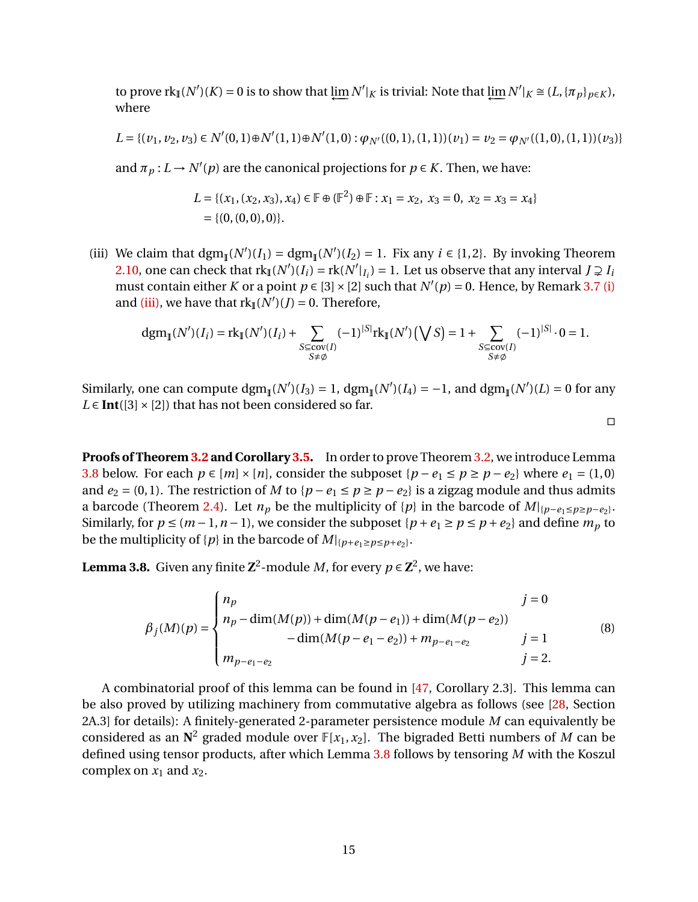to prove $\mathrm{rk}_{\mathbb{I}}(N')(K) = 0$ is to show that $\varprojlim N'|_K$ is trivial: Note that $\varprojlim N'|_K \cong (L, \{\pi_p\}_{p\in K})$, where

$$L = \{(v_1, v_2, v_3) \in N'(0,1)\oplus N'(1,1)\oplus N'(1,0) : \varphi_{N'}((0,1),(1,1))(v_1) = v_2 = \varphi_{N'}((1,0),(1,1))(v_3)\}$$

and $\pi_p : L \to N'(p)$ are the canonical projections for $p \in K$. Then, we have:

$$\begin{aligned} L &= \{(x_1, (x_2, x_3), x_4) \in \mathbb{F} \oplus (\mathbb{F}^2) \oplus \mathbb{F} : x_1 = x_2,\ x_3 = 0,\ x_2 = x_3 = x_4\} \\ &= \{(0, (0,0), 0)\}. \end{aligned}$$

(iii) We claim that $\mathrm{dgm}_{\mathbb{I}}(N')(I_1) = \mathrm{dgm}_{\mathbb{I}}(N')(I_2) = 1$. Fix any $i \in \{1,2\}$. By invoking Theorem 2.10, one can check that $\mathrm{rk}_{\mathbb{I}}(N')(I_i) = \mathrm{rk}(N'|_{I_i}) = 1$. Let us observe that any interval $J \supsetneq I_i$ must contain either $K$ or a point $p \in [3]\times[2]$ such that $N'(p) = 0$. Hence, by Remark 3.7 (i) and (iii), we have that $\mathrm{rk}_{\mathbb{I}}(N')(J) = 0$. Therefore,

$$\mathrm{dgm}_{\mathbb{I}}(N')(I_i) = \mathrm{rk}_{\mathbb{I}}(N')(I_i) + \sum_{\substack{S\subseteq \mathrm{cov}(I)\\ S\neq\emptyset}} (-1)^{|S|}\mathrm{rk}_{\mathbb{I}}(N')\left(\bigvee S\right) = 1 + \sum_{\substack{S\subseteq \mathrm{cov}(I)\\ S\neq\emptyset}} (-1)^{|S|}\cdot 0 = 1.$$

Similarly, one can compute $\mathrm{dgm}_{\mathbb{I}}(N')(I_3) = 1$, $\mathrm{dgm}_{\mathbb{I}}(N')(I_4) = -1$, and $\mathrm{dgm}_{\mathbb{I}}(N')(L) = 0$ for any $L \in \mathbf{Int}([3]\times[2])$ that has not been considered so far.

□

**Proofs of Theorem 3.2 and Corollary 3.5.** In order to prove Theorem 3.2, we introduce Lemma 3.8 below. For each $p \in [m]\times[n]$, consider the subposet $\{p - e_1 \le p \ge p - e_2\}$ where $e_1 = (1,0)$ and $e_2 = (0,1)$. The restriction of $M$ to $\{p - e_1 \le p \ge p - e_2\}$ is a zigzag module and thus admits a barcode (Theorem 2.4). Let $n_p$ be the multiplicity of $\{p\}$ in the barcode of $M|_{\{p-e_1\le p\ge p-e_2\}}$. Similarly, for $p \le (m-1, n-1)$, we consider the subposet $\{p + e_1 \ge p \le p + e_2\}$ and define $m_p$ to be the multiplicity of $\{p\}$ in the barcode of $M|_{\{p+e_1\ge p\le p+e_2\}}$.

**Lemma 3.8.** Given any finite $\mathbf{Z}^2$-module $M$, for every $p \in \mathbf{Z}^2$, we have:

$$\beta_j(M)(p) = \begin{cases} n_p & j = 0 \\ n_p - \dim(M(p)) + \dim(M(p-e_1)) + \dim(M(p-e_2)) & \\ \qquad\qquad - \dim(M(p-e_1-e_2)) + m_{p-e_1-e_2} & j = 1 \\ m_{p-e_1-e_2} & j = 2. \end{cases} \tag{8}$$

A combinatorial proof of this lemma can be found in [47, Corollary 2.3]. This lemma can be also proved by utilizing machinery from commutative algebra as follows (see [28, Section 2A.3] for details): A finitely-generated 2-parameter persistence module $M$ can equivalently be considered as an $\mathbf{N}^2$ graded module over $\mathbb{F}[x_1, x_2]$. The bigraded Betti numbers of $M$ can be defined using tensor products, after which Lemma 3.8 follows by tensoring $M$ with the Koszul complex on $x_1$ and $x_2$.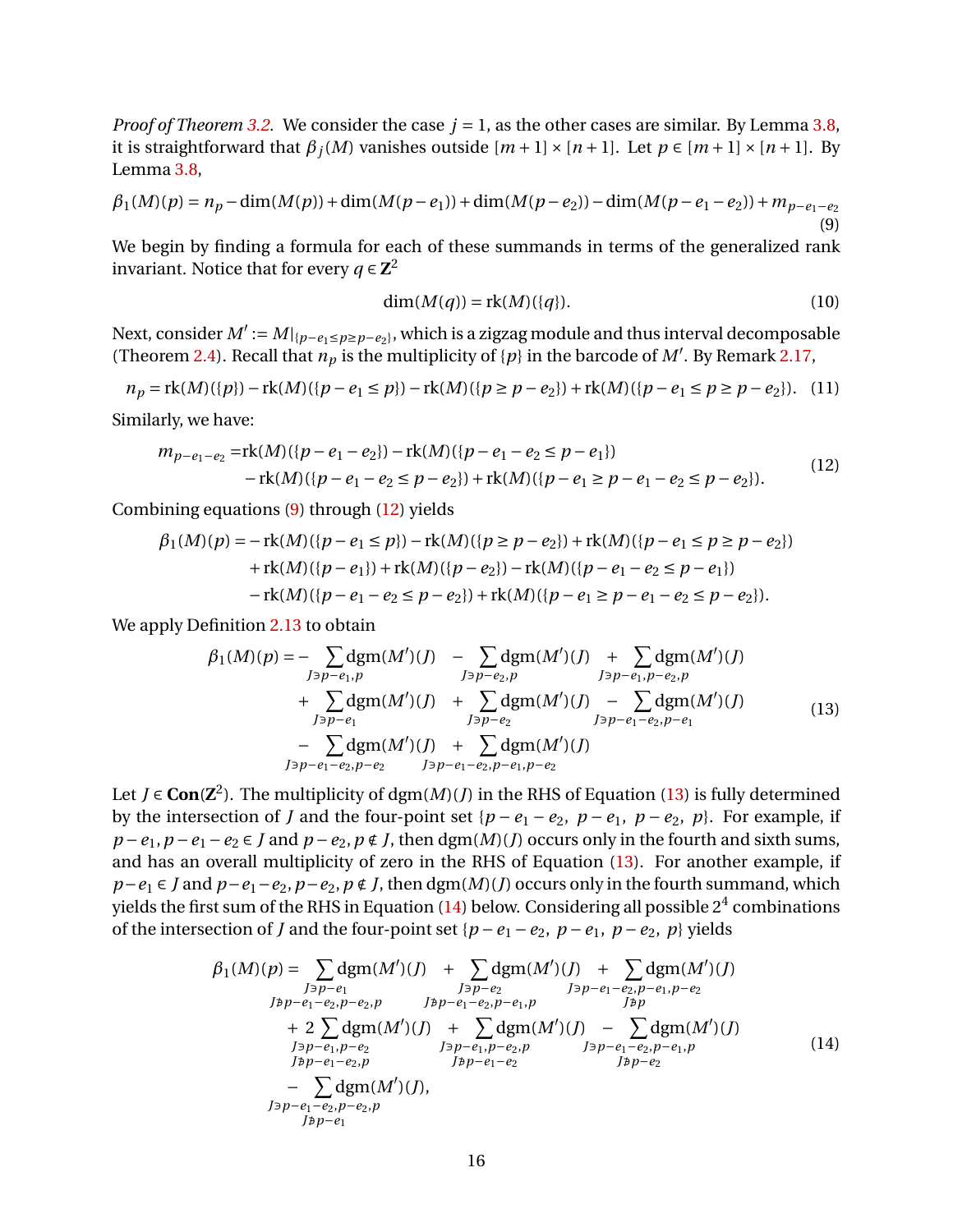*Proof of Theorem 3.2.* We consider the case $j = 1$, as the other cases are similar. By Lemma 3.8, it is straightforward that $\beta_j(M)$ vanishes outside $[m+1] \times [n+1]$. Let $p \in [m+1] \times [n+1]$. By Lemma 3.8,

$$\beta_1(M)(p) = n_p - \dim(M(p)) + \dim(M(p-e_1)) + \dim(M(p-e_2)) - \dim(M(p-e_1-e_2)) + m_{p-e_1-e_2} \tag{9}$$

We begin by finding a formula for each of these summands in terms of the generalized rank invariant. Notice that for every $q \in \mathbf{Z}^2$

$$\dim(M(q)) = \mathrm{rk}(M)(\{q\}). \tag{10}$$

Next, consider $M' := M|_{\{p-e_1 \leq p \geq p-e_2\}}$, which is a zigzag module and thus interval decomposable (Theorem 2.4). Recall that $n_p$ is the multiplicity of $\{p\}$ in the barcode of $M'$. By Remark 2.17,

$$n_p = \mathrm{rk}(M)(\{p\}) - \mathrm{rk}(M)(\{p-e_1 \leq p\}) - \mathrm{rk}(M)(\{p \geq p-e_2\}) + \mathrm{rk}(M)(\{p-e_1 \leq p \geq p-e_2\}). \tag{11}$$

Similarly, we have:

$$\begin{aligned} m_{p-e_1-e_2} =& \mathrm{rk}(M)(\{p-e_1-e_2\}) - \mathrm{rk}(M)(\{p-e_1-e_2 \leq p-e_1\}) \\ &- \mathrm{rk}(M)(\{p-e_1-e_2 \leq p-e_2\}) + \mathrm{rk}(M)(\{p-e_1 \geq p-e_1-e_2 \leq p-e_2\}). \end{aligned} \tag{12}$$

Combining equations (9) through (12) yields

$$\begin{aligned} \beta_1(M)(p) =& -\mathrm{rk}(M)(\{p-e_1 \leq p\}) - \mathrm{rk}(M)(\{p \geq p-e_2\}) + \mathrm{rk}(M)(\{p-e_1 \leq p \geq p-e_2\}) \\ &+ \mathrm{rk}(M)(\{p-e_1\}) + \mathrm{rk}(M)(\{p-e_2\}) - \mathrm{rk}(M)(\{p-e_1-e_2 \leq p-e_1\}) \\ &- \mathrm{rk}(M)(\{p-e_1-e_2 \leq p-e_2\}) + \mathrm{rk}(M)(\{p-e_1 \geq p-e_1-e_2 \leq p-e_2\}). \end{aligned}$$

We apply Definition 2.13 to obtain

$$\begin{aligned} \beta_1(M)(p) =& -\sum_{J \ni p-e_1, p} \mathrm{dgm}(M')(J) \; - \sum_{J \ni p-e_2, p} \mathrm{dgm}(M')(J) \; + \sum_{J \ni p-e_1, p-e_2, p} \mathrm{dgm}(M')(J) \\ &+ \sum_{J \ni p-e_1} \mathrm{dgm}(M')(J) \; + \sum_{J \ni p-e_2} \mathrm{dgm}(M')(J) \; - \sum_{J \ni p-e_1-e_2, p-e_1} \mathrm{dgm}(M')(J) \\ &- \sum_{J \ni p-e_1-e_2, p-e_2} \mathrm{dgm}(M')(J) \; + \sum_{J \ni p-e_1-e_2, p-e_1, p-e_2} \mathrm{dgm}(M')(J) \end{aligned} \tag{13}$$

Let $J \in \mathbf{Con}(\mathbf{Z}^2)$. The multiplicity of $\mathrm{dgm}(M)(J)$ in the RHS of Equation (13) is fully determined by the intersection of $J$ and the four-point set $\{p-e_1-e_2,\ p-e_1,\ p-e_2,\ p\}$. For example, if $p-e_1, p-e_1-e_2 \in J$ and $p-e_2, p \notin J$, then $\mathrm{dgm}(M)(J)$ occurs only in the fourth and sixth sums, and has an overall multiplicity of zero in the RHS of Equation (13). For another example, if $p-e_1 \in J$ and $p-e_1-e_2, p-e_2, p \notin J$, then $\mathrm{dgm}(M)(J)$ occurs only in the fourth summand, which yields the first sum of the RHS in Equation (14) below. Considering all possible $2^4$ combinations of the intersection of $J$ and the four-point set $\{p-e_1-e_2,\ p-e_1,\ p-e_2,\ p\}$ yields

$$\begin{aligned} \beta_1(M)(p) =& \sum_{\substack{J \ni p-e_1 \\ J \not\ni p-e_1-e_2, p-e_2, p}} \mathrm{dgm}(M')(J) \; + \sum_{\substack{J \ni p-e_2 \\ J \not\ni p-e_1-e_2, p-e_1, p}} \mathrm{dgm}(M')(J) \; + \sum_{\substack{J \ni p-e_1-e_2, p-e_1, p-e_2 \\ J \not\ni p}} \mathrm{dgm}(M')(J) \\ &+ 2\sum_{\substack{J \ni p-e_1, p-e_2 \\ J \not\ni p-e_1-e_2, p}} \mathrm{dgm}(M')(J) \; + \sum_{\substack{J \ni p-e_1, p-e_2, p \\ J \not\ni p-e_1-e_2}} \mathrm{dgm}(M')(J) \; - \sum_{\substack{J \ni p-e_1-e_2, p-e_1, p \\ J \not\ni p-e_2}} \mathrm{dgm}(M')(J) \\ &- \sum_{\substack{J \ni p-e_1-e_2, p-e_2, p \\ J \not\ni p-e_1}} \mathrm{dgm}(M')(J), \end{aligned} \tag{14}$$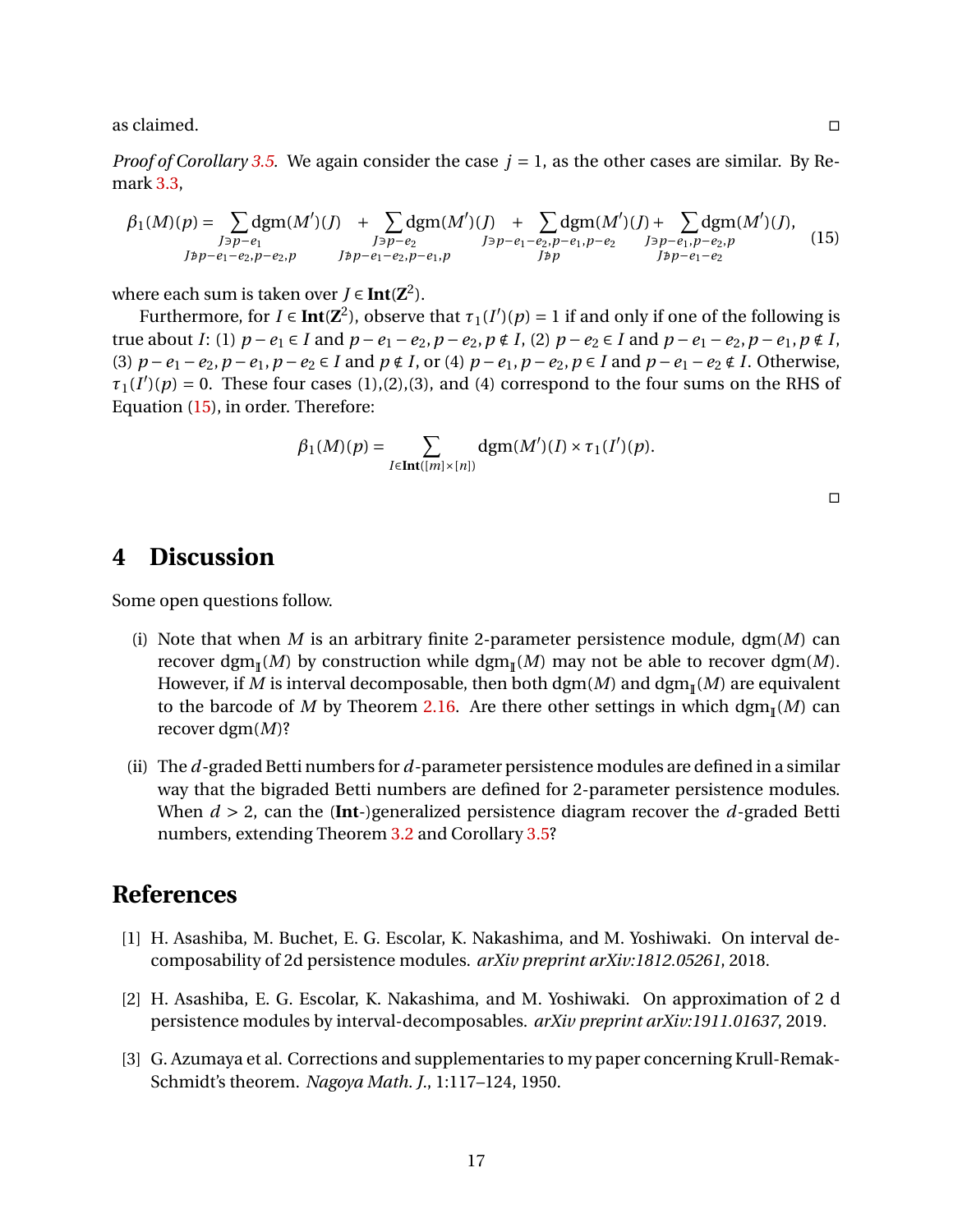as claimed. ◻

*Proof of Corollary 3.5.* We again consider the case $j = 1$, as the other cases are similar. By Remark 3.3,

$$\beta_1(M)(p) = \sum_{\substack{J \ni p-e_1 \\ J \not\ni p-e_1-e_2, p-e_2, p}} \mathrm{dgm}(M')(J) \;+ \sum_{\substack{J \ni p-e_2 \\ J \not\ni p-e_1-e_2, p-e_1, p}} \mathrm{dgm}(M')(J) \;+ \sum_{\substack{J \ni p-e_1-e_2, p-e_1, p-e_2 \\ J \not\ni p}} \mathrm{dgm}(M')(J) + \sum_{\substack{J \ni p-e_1, p-e_2, p \\ J \not\ni p-e_1-e_2}} \mathrm{dgm}(M')(J), \tag{15}$$

where each sum is taken over $J \in \mathbf{Int}(\mathbf{Z}^2)$.

Furthermore, for $I \in \mathbf{Int}(\mathbf{Z}^2)$, observe that $\tau_1(I')(p) = 1$ if and only if one of the following is true about $I$: (1) $p - e_1 \in I$ and $p - e_1 - e_2, p - e_2, p \notin I$, (2) $p - e_2 \in I$ and $p - e_1 - e_2, p - e_1, p \notin I$, (3) $p - e_1 - e_2, p - e_1, p - e_2 \in I$ and $p \notin I$, or (4) $p - e_1, p - e_2, p \in I$ and $p - e_1 - e_2 \notin I$. Otherwise, $\tau_1(I')(p) = 0$. These four cases (1),(2),(3), and (4) correspond to the four sums on the RHS of Equation (15), in order. Therefore:

$$\beta_1(M)(p) = \sum_{I \in \mathbf{Int}([m]\times[n])} \mathrm{dgm}(M')(I) \times \tau_1(I')(p).$$

◻

## 4 Discussion

Some open questions follow.

(i) Note that when $M$ is an arbitrary finite 2-parameter persistence module, $\mathrm{dgm}(M)$ can recover $\mathrm{dgm}_{\mathbb{I}}(M)$ by construction while $\mathrm{dgm}_{\mathbb{I}}(M)$ may not be able to recover $\mathrm{dgm}(M)$. However, if $M$ is interval decomposable, then both $\mathrm{dgm}(M)$ and $\mathrm{dgm}_{\mathbb{I}}(M)$ are equivalent to the barcode of $M$ by Theorem 2.16. Are there other settings in which $\mathrm{dgm}_{\mathbb{I}}(M)$ can recover $\mathrm{dgm}(M)$?

(ii) The $d$-graded Betti numbers for $d$-parameter persistence modules are defined in a similar way that the bigraded Betti numbers are defined for 2-parameter persistence modules. When $d > 2$, can the (**Int**-)generalized persistence diagram recover the $d$-graded Betti numbers, extending Theorem 3.2 and Corollary 3.5?

## References

[1] H. Asashiba, M. Buchet, E. G. Escolar, K. Nakashima, and M. Yoshiwaki. On interval decomposability of 2d persistence modules. *arXiv preprint arXiv:1812.05261*, 2018.

[2] H. Asashiba, E. G. Escolar, K. Nakashima, and M. Yoshiwaki. On approximation of 2 d persistence modules by interval-decomposables. *arXiv preprint arXiv:1911.01637*, 2019.

[3] G. Azumaya et al. Corrections and supplementaries to my paper concerning Krull-Remak-Schmidt's theorem. *Nagoya Math. J.*, 1:117–124, 1950.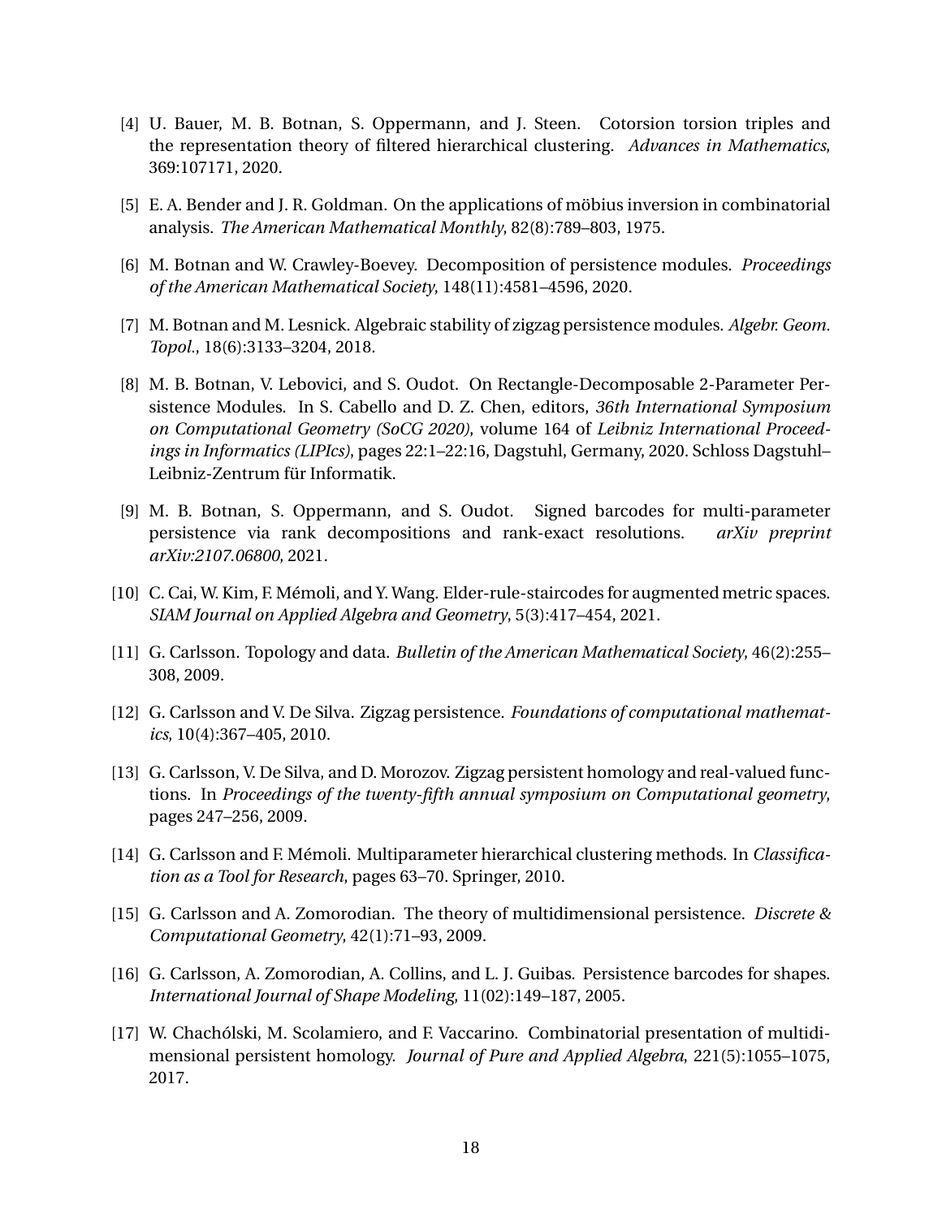[4] U. Bauer, M. B. Botnan, S. Oppermann, and J. Steen. Cotorsion torsion triples and the representation theory of filtered hierarchical clustering. *Advances in Mathematics*, 369:107171, 2020.

[5] E. A. Bender and J. R. Goldman. On the applications of möbius inversion in combinatorial analysis. *The American Mathematical Monthly*, 82(8):789–803, 1975.

[6] M. Botnan and W. Crawley-Boevey. Decomposition of persistence modules. *Proceedings of the American Mathematical Society*, 148(11):4581–4596, 2020.

[7] M. Botnan and M. Lesnick. Algebraic stability of zigzag persistence modules. *Algebr. Geom. Topol.*, 18(6):3133–3204, 2018.

[8] M. B. Botnan, V. Lebovici, and S. Oudot. On Rectangle-Decomposable 2-Parameter Persistence Modules. In S. Cabello and D. Z. Chen, editors, *36th International Symposium on Computational Geometry (SoCG 2020)*, volume 164 of *Leibniz International Proceedings in Informatics (LIPIcs)*, pages 22:1–22:16, Dagstuhl, Germany, 2020. Schloss Dagstuhl–Leibniz-Zentrum für Informatik.

[9] M. B. Botnan, S. Oppermann, and S. Oudot. Signed barcodes for multi-parameter persistence via rank decompositions and rank-exact resolutions. *arXiv preprint arXiv:2107.06800*, 2021.

[10] C. Cai, W. Kim, F. Mémoli, and Y. Wang. Elder-rule-staircodes for augmented metric spaces. *SIAM Journal on Applied Algebra and Geometry*, 5(3):417–454, 2021.

[11] G. Carlsson. Topology and data. *Bulletin of the American Mathematical Society*, 46(2):255–308, 2009.

[12] G. Carlsson and V. De Silva. Zigzag persistence. *Foundations of computational mathematics*, 10(4):367–405, 2010.

[13] G. Carlsson, V. De Silva, and D. Morozov. Zigzag persistent homology and real-valued functions. In *Proceedings of the twenty-fifth annual symposium on Computational geometry*, pages 247–256, 2009.

[14] G. Carlsson and F. Mémoli. Multiparameter hierarchical clustering methods. In *Classification as a Tool for Research*, pages 63–70. Springer, 2010.

[15] G. Carlsson and A. Zomorodian. The theory of multidimensional persistence. *Discrete & Computational Geometry*, 42(1):71–93, 2009.

[16] G. Carlsson, A. Zomorodian, A. Collins, and L. J. Guibas. Persistence barcodes for shapes. *International Journal of Shape Modeling*, 11(02):149–187, 2005.

[17] W. Chachólski, M. Scolamiero, and F. Vaccarino. Combinatorial presentation of multidimensional persistent homology. *Journal of Pure and Applied Algebra*, 221(5):1055–1075, 2017.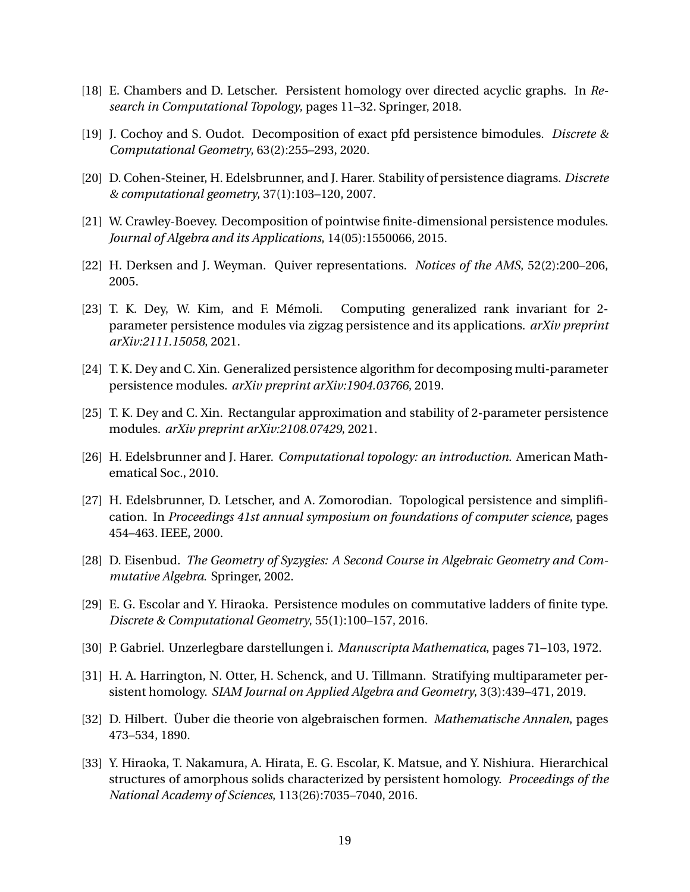[18] E. Chambers and D. Letscher. Persistent homology over directed acyclic graphs. In *Research in Computational Topology*, pages 11–32. Springer, 2018.

[19] J. Cochoy and S. Oudot. Decomposition of exact pfd persistence bimodules. *Discrete & Computational Geometry*, 63(2):255–293, 2020.

[20] D. Cohen-Steiner, H. Edelsbrunner, and J. Harer. Stability of persistence diagrams. *Discrete & computational geometry*, 37(1):103–120, 2007.

[21] W. Crawley-Boevey. Decomposition of pointwise finite-dimensional persistence modules. *Journal of Algebra and its Applications*, 14(05):1550066, 2015.

[22] H. Derksen and J. Weyman. Quiver representations. *Notices of the AMS*, 52(2):200–206, 2005.

[23] T. K. Dey, W. Kim, and F. Mémoli. Computing generalized rank invariant for 2-parameter persistence modules via zigzag persistence and its applications. *arXiv preprint arXiv:2111.15058*, 2021.

[24] T. K. Dey and C. Xin. Generalized persistence algorithm for decomposing multi-parameter persistence modules. *arXiv preprint arXiv:1904.03766*, 2019.

[25] T. K. Dey and C. Xin. Rectangular approximation and stability of 2-parameter persistence modules. *arXiv preprint arXiv:2108.07429*, 2021.

[26] H. Edelsbrunner and J. Harer. *Computational topology: an introduction*. American Mathematical Soc., 2010.

[27] H. Edelsbrunner, D. Letscher, and A. Zomorodian. Topological persistence and simplification. In *Proceedings 41st annual symposium on foundations of computer science*, pages 454–463. IEEE, 2000.

[28] D. Eisenbud. *The Geometry of Syzygies: A Second Course in Algebraic Geometry and Commutative Algebra*. Springer, 2002.

[29] E. G. Escolar and Y. Hiraoka. Persistence modules on commutative ladders of finite type. *Discrete & Computational Geometry*, 55(1):100–157, 2016.

[30] P. Gabriel. Unzerlegbare darstellungen i. *Manuscripta Mathematica*, pages 71–103, 1972.

[31] H. A. Harrington, N. Otter, H. Schenck, and U. Tillmann. Stratifying multiparameter persistent homology. *SIAM Journal on Applied Algebra and Geometry*, 3(3):439–471, 2019.

[32] D. Hilbert. Üuber die theorie von algebraischen formen. *Mathematische Annalen*, pages 473–534, 1890.

[33] Y. Hiraoka, T. Nakamura, A. Hirata, E. G. Escolar, K. Matsue, and Y. Nishiura. Hierarchical structures of amorphous solids characterized by persistent homology. *Proceedings of the National Academy of Sciences*, 113(26):7035–7040, 2016.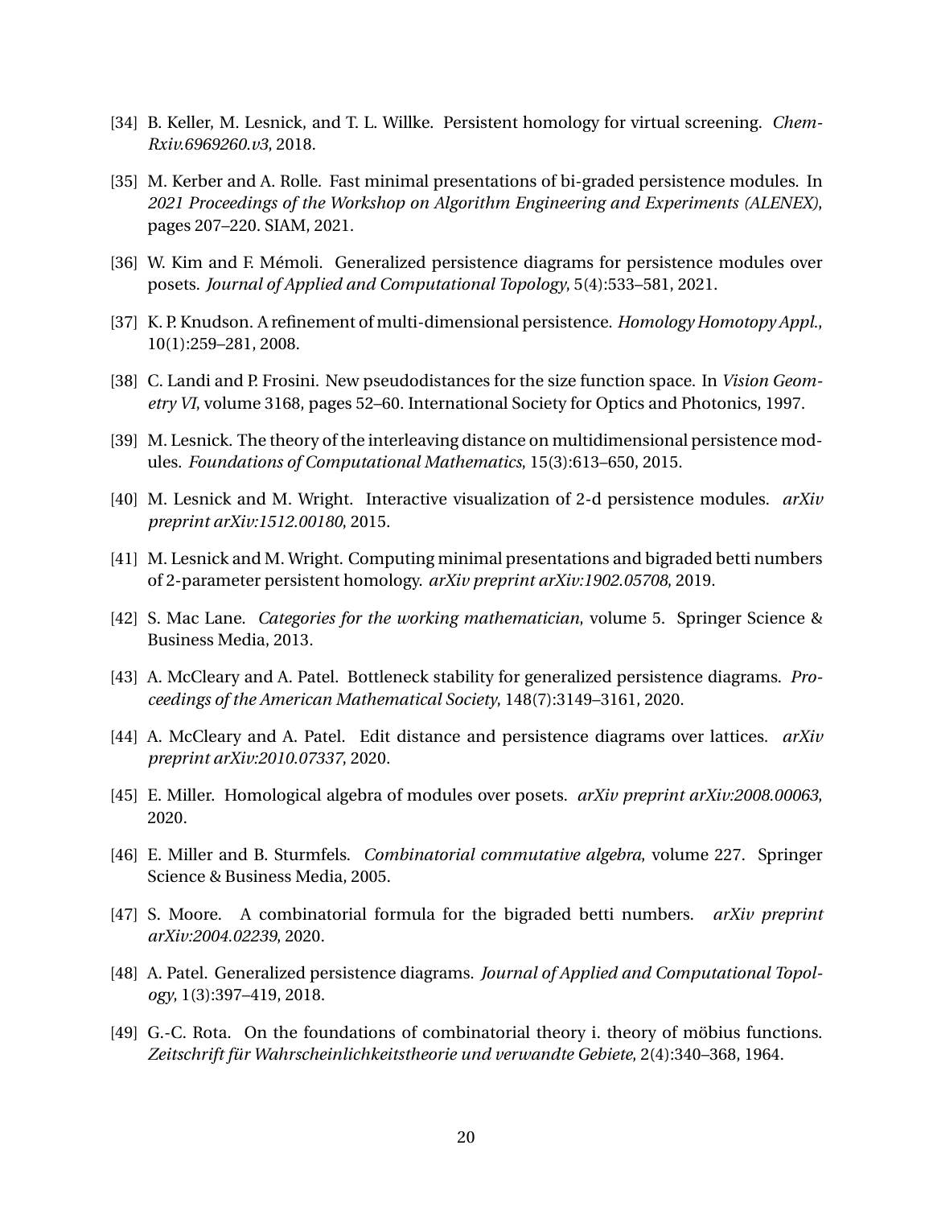[34] B. Keller, M. Lesnick, and T. L. Willke. Persistent homology for virtual screening. *ChemRxiv.6969260.v3*, 2018.

[35] M. Kerber and A. Rolle. Fast minimal presentations of bi-graded persistence modules. In *2021 Proceedings of the Workshop on Algorithm Engineering and Experiments (ALENEX)*, pages 207–220. SIAM, 2021.

[36] W. Kim and F. Mémoli. Generalized persistence diagrams for persistence modules over posets. *Journal of Applied and Computational Topology*, 5(4):533–581, 2021.

[37] K. P. Knudson. A refinement of multi-dimensional persistence. *Homology Homotopy Appl.*, 10(1):259–281, 2008.

[38] C. Landi and P. Frosini. New pseudodistances for the size function space. In *Vision Geometry VI*, volume 3168, pages 52–60. International Society for Optics and Photonics, 1997.

[39] M. Lesnick. The theory of the interleaving distance on multidimensional persistence modules. *Foundations of Computational Mathematics*, 15(3):613–650, 2015.

[40] M. Lesnick and M. Wright. Interactive visualization of 2-d persistence modules. *arXiv preprint arXiv:1512.00180*, 2015.

[41] M. Lesnick and M. Wright. Computing minimal presentations and bigraded betti numbers of 2-parameter persistent homology. *arXiv preprint arXiv:1902.05708*, 2019.

[42] S. Mac Lane. *Categories for the working mathematician*, volume 5. Springer Science & Business Media, 2013.

[43] A. McCleary and A. Patel. Bottleneck stability for generalized persistence diagrams. *Proceedings of the American Mathematical Society*, 148(7):3149–3161, 2020.

[44] A. McCleary and A. Patel. Edit distance and persistence diagrams over lattices. *arXiv preprint arXiv:2010.07337*, 2020.

[45] E. Miller. Homological algebra of modules over posets. *arXiv preprint arXiv:2008.00063*, 2020.

[46] E. Miller and B. Sturmfels. *Combinatorial commutative algebra*, volume 227. Springer Science & Business Media, 2005.

[47] S. Moore. A combinatorial formula for the bigraded betti numbers. *arXiv preprint arXiv:2004.02239*, 2020.

[48] A. Patel. Generalized persistence diagrams. *Journal of Applied and Computational Topology*, 1(3):397–419, 2018.

[49] G.-C. Rota. On the foundations of combinatorial theory i. theory of möbius functions. *Zeitschrift für Wahrscheinlichkeitstheorie und verwandte Gebiete*, 2(4):340–368, 1964.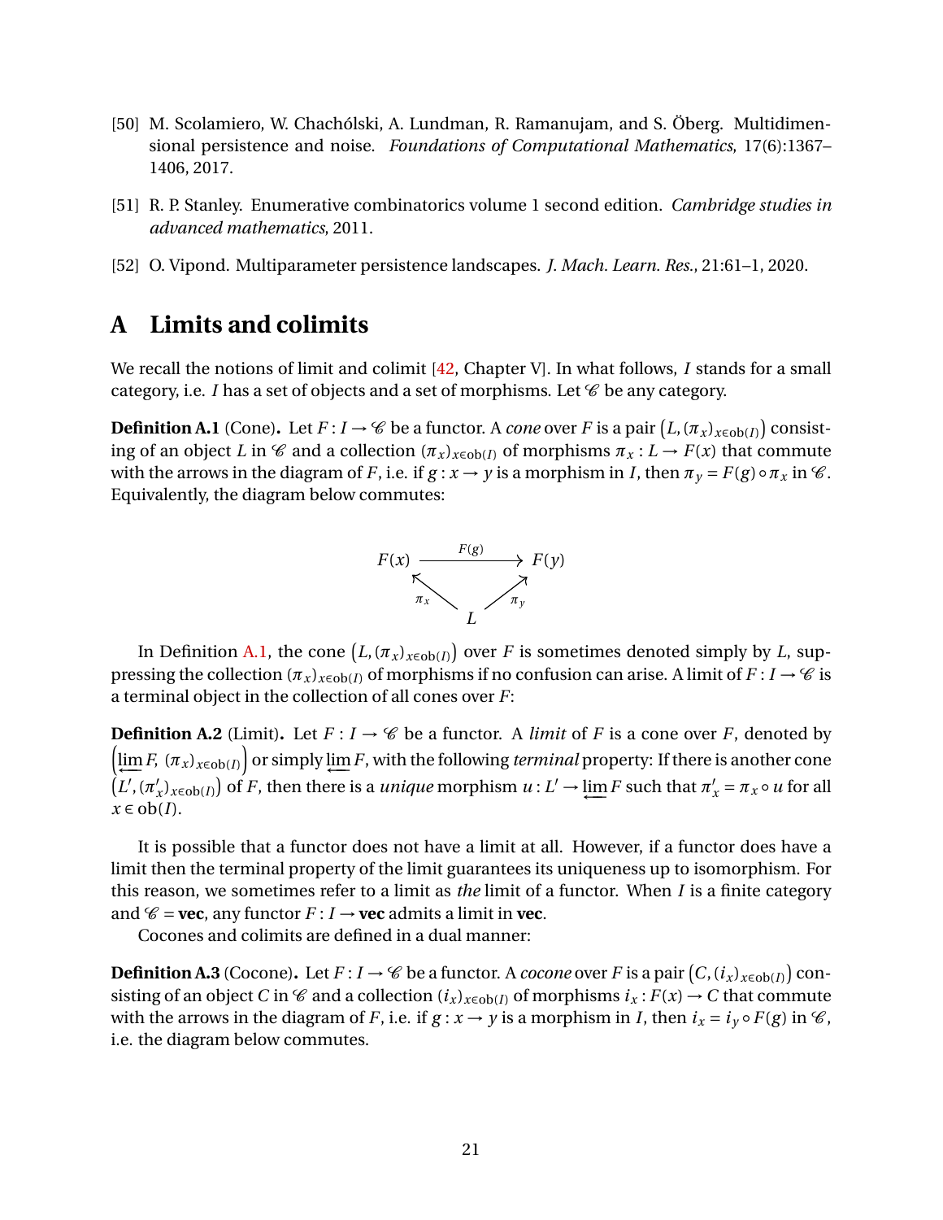[50] M. Scolamiero, W. Chachólski, A. Lundman, R. Ramanujam, and S. Öberg. Multidimensional persistence and noise. *Foundations of Computational Mathematics*, 17(6):1367–1406, 2017.

[51] R. P. Stanley. Enumerative combinatorics volume 1 second edition. *Cambridge studies in advanced mathematics*, 2011.

[52] O. Vipond. Multiparameter persistence landscapes. *J. Mach. Learn. Res.*, 21:61–1, 2020.

# A Limits and colimits

We recall the notions of limit and colimit [42, Chapter V]. In what follows, $I$ stands for a small category, i.e. $I$ has a set of objects and a set of morphisms. Let $\mathscr{C}$ be any category.

**Definition A.1** (Cone)**.** Let $F : I \to \mathscr{C}$ be a functor. A *cone* over $F$ is a pair $\left(L, (\pi_x)_{x\in \mathrm{ob}(I)}\right)$ consisting of an object $L$ in $\mathscr{C}$ and a collection $(\pi_x)_{x\in\mathrm{ob}(I)}$ of morphisms $\pi_x : L \to F(x)$ that commute with the arrows in the diagram of $F$, i.e. if $g : x \to y$ is a morphism in $I$, then $\pi_y = F(g) \circ \pi_x$ in $\mathscr{C}$. Equivalently, the diagram below commutes:

$$
\begin{array}{ccc}
F(x) & \xrightarrow{F(g)} & F(y) \\
 & \nwarrow_{\pi_x} \quad \nearrow_{\pi_y} & \\
 & L &
\end{array}
$$

In Definition A.1, the cone $\left(L, (\pi_x)_{x\in \mathrm{ob}(I)}\right)$ over $F$ is sometimes denoted simply by $L$, suppressing the collection $(\pi_x)_{x\in\mathrm{ob}(I)}$ of morphisms if no confusion can arise. A limit of $F : I \to \mathscr{C}$ is a terminal object in the collection of all cones over $F$:

**Definition A.2** (Limit)**.** Let $F : I \to \mathscr{C}$ be a functor. A *limit* of $F$ is a cone over $F$, denoted by $\left(\varprojlim F,\ (\pi_x)_{x\in\mathrm{ob}(I)}\right)$ or simply $\varprojlim F$, with the following *terminal* property: If there is another cone $\left(L', (\pi'_x)_{x\in\mathrm{ob}(I)}\right)$ of $F$, then there is a *unique* morphism $u : L' \to \varprojlim F$ such that $\pi'_x = \pi_x \circ u$ for all $x \in \mathrm{ob}(I)$.

It is possible that a functor does not have a limit at all. However, if a functor does have a limit then the terminal property of the limit guarantees its uniqueness up to isomorphism. For this reason, we sometimes refer to a limit as *the* limit of a functor. When $I$ is a finite category and $\mathscr{C} = \mathbf{vec}$, any functor $F : I \to \mathbf{vec}$ admits a limit in $\mathbf{vec}$.

Cocones and colimits are defined in a dual manner:

**Definition A.3** (Cocone)**.** Let $F : I \to \mathscr{C}$ be a functor. A *cocone* over $F$ is a pair $\left(C, (i_x)_{x\in\mathrm{ob}(I)}\right)$ consisting of an object $C$ in $\mathscr{C}$ and a collection $(i_x)_{x\in\mathrm{ob}(I)}$ of morphisms $i_x : F(x) \to C$ that commute with the arrows in the diagram of $F$, i.e. if $g : x \to y$ is a morphism in $I$, then $i_x = i_y \circ F(g)$ in $\mathscr{C}$, i.e. the diagram below commutes.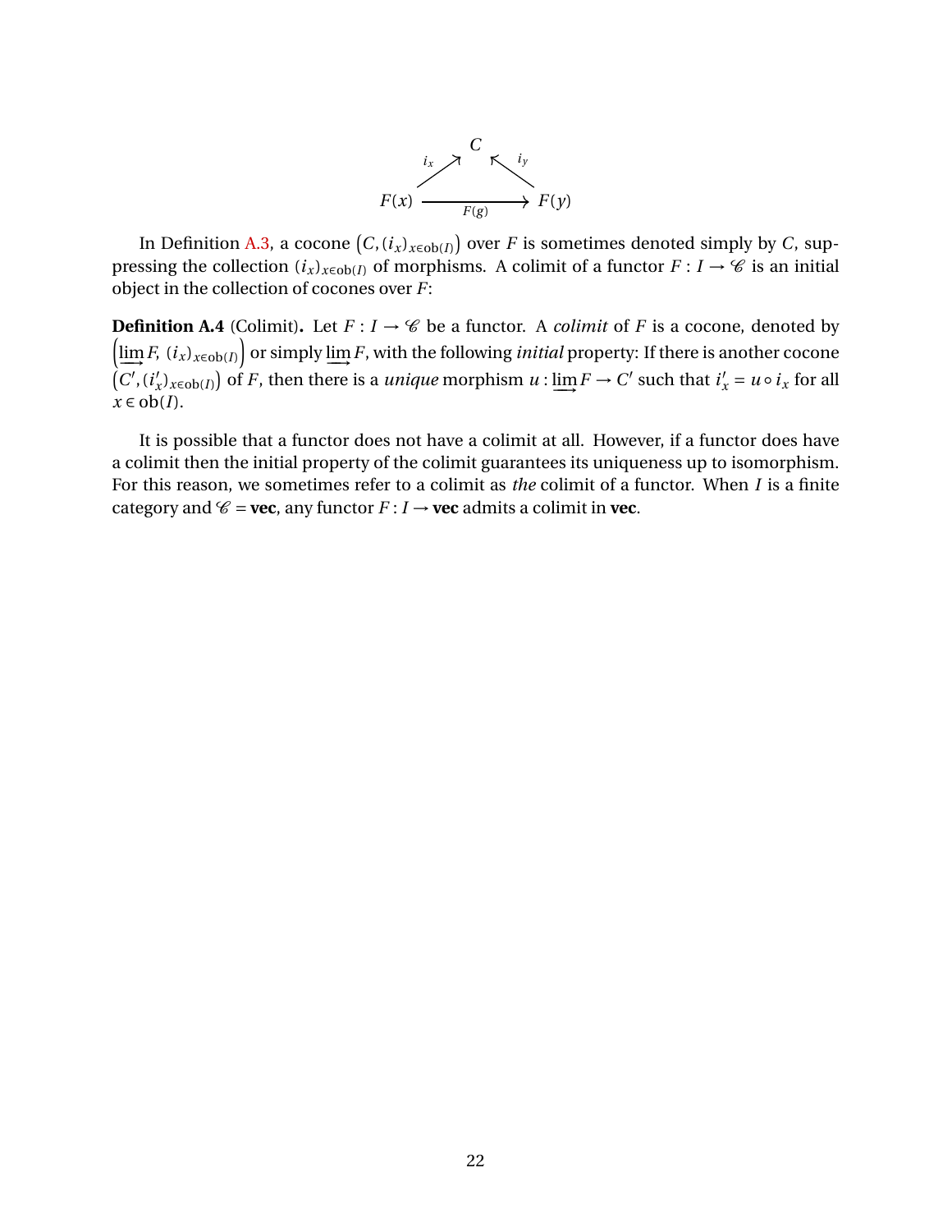$$
\begin{array}{ccc}
 & C & \\
{}^{i_x}\nearrow & & \nwarrow^{i_y} \\
F(x) & \xrightarrow[F(g)]{} & F(y)
\end{array}
$$

In Definition A.3, a cocone $\left(C, (i_x)_{x\in \mathrm{ob}(I)}\right)$ over $F$ is sometimes denoted simply by $C$, suppressing the collection $(i_x)_{x\in\mathrm{ob}(I)}$ of morphisms. A colimit of a functor $F : I \to \mathscr{C}$ is an initial object in the collection of cocones over $F$:

**Definition A.4** (Colimit)**.** Let $F : I \to \mathscr{C}$ be a functor. A *colimit* of $F$ is a cocone, denoted by $\left(\varinjlim F,\ (i_x)_{x\in\mathrm{ob}(I)}\right)$ or simply $\varinjlim F$, with the following *initial* property: If there is another cocone $\left(C', (i'_x)_{x\in\mathrm{ob}(I)}\right)$ of $F$, then there is a *unique* morphism $u : \varinjlim F \to C'$ such that $i'_x = u \circ i_x$ for all $x \in \mathrm{ob}(I)$.

It is possible that a functor does not have a colimit at all. However, if a functor does have a colimit then the initial property of the colimit guarantees its uniqueness up to isomorphism. For this reason, we sometimes refer to a colimit as *the* colimit of a functor. When $I$ is a finite category and $\mathscr{C} = \mathbf{vec}$, any functor $F : I \to \mathbf{vec}$ admits a colimit in $\mathbf{vec}$.